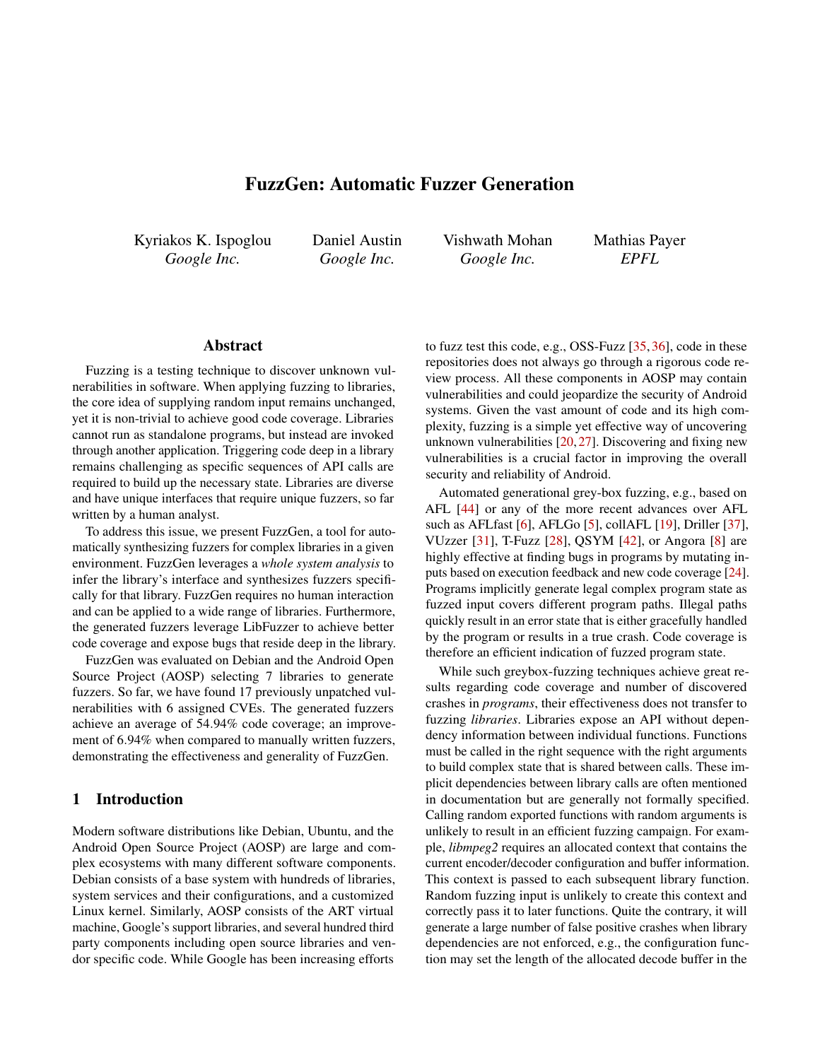# FuzzGen: Automatic Fuzzer Generation

Kyriakos K. Ispoglou
*Google Inc.*

Daniel Austin
*Google Inc.*

Vishwath Mohan
*Google Inc.*

Mathias Payer
*EPFL*

## Abstract

Fuzzing is a testing technique to discover unknown vulnerabilities in software. When applying fuzzing to libraries, the core idea of supplying random input remains unchanged, yet it is non-trivial to achieve good code coverage. Libraries cannot run as standalone programs, but instead are invoked through another application. Triggering code deep in a library remains challenging as specific sequences of API calls are required to build up the necessary state. Libraries are diverse and have unique interfaces that require unique fuzzers, so far written by a human analyst.

To address this issue, we present FuzzGen, a tool for automatically synthesizing fuzzers for complex libraries in a given environment. FuzzGen leverages a *whole system analysis* to infer the library's interface and synthesizes fuzzers specifically for that library. FuzzGen requires no human interaction and can be applied to a wide range of libraries. Furthermore, the generated fuzzers leverage LibFuzzer to achieve better code coverage and expose bugs that reside deep in the library.

FuzzGen was evaluated on Debian and the Android Open Source Project (AOSP) selecting 7 libraries to generate fuzzers. So far, we have found 17 previously unpatched vulnerabilities with 6 assigned CVEs. The generated fuzzers achieve an average of 54.94% code coverage; an improvement of 6.94% when compared to manually written fuzzers, demonstrating the effectiveness and generality of FuzzGen.

## 1 Introduction

Modern software distributions like Debian, Ubuntu, and the Android Open Source Project (AOSP) are large and complex ecosystems with many different software components. Debian consists of a base system with hundreds of libraries, system services and their configurations, and a customized Linux kernel. Similarly, AOSP consists of the ART virtual machine, Google's support libraries, and several hundred third party components including open source libraries and vendor specific code. While Google has been increasing efforts to fuzz test this code, e.g., OSS-Fuzz [35, 36], code in these repositories does not always go through a rigorous code review process. All these components in AOSP may contain vulnerabilities and could jeopardize the security of Android systems. Given the vast amount of code and its high complexity, fuzzing is a simple yet effective way of uncovering unknown vulnerabilities [20, 27]. Discovering and fixing new vulnerabilities is a crucial factor in improving the overall security and reliability of Android.

Automated generational grey-box fuzzing, e.g., based on AFL [44] or any of the more recent advances over AFL such as AFLfast [6], AFLGo [5], collAFL [19], Driller [37], VUzzer [31], T-Fuzz [28], QSYM [42], or Angora [8] are highly effective at finding bugs in programs by mutating inputs based on execution feedback and new code coverage [24]. Programs implicitly generate legal complex program state as fuzzed input covers different program paths. Illegal paths quickly result in an error state that is either gracefully handled by the program or results in a true crash. Code coverage is therefore an efficient indication of fuzzed program state.

While such greybox-fuzzing techniques achieve great results regarding code coverage and number of discovered crashes in *programs*, their effectiveness does not transfer to fuzzing *libraries*. Libraries expose an API without dependency information between individual functions. Functions must be called in the right sequence with the right arguments to build complex state that is shared between calls. These implicit dependencies between library calls are often mentioned in documentation but are generally not formally specified. Calling random exported functions with random arguments is unlikely to result in an efficient fuzzing campaign. For example, *libmpeg2* requires an allocated context that contains the current encoder/decoder configuration and buffer information. This context is passed to each subsequent library function. Random fuzzing input is unlikely to create this context and correctly pass it to later functions. Quite the contrary, it will generate a large number of false positive crashes when library dependencies are not enforced, e.g., the configuration function may set the length of the allocated decode buffer in the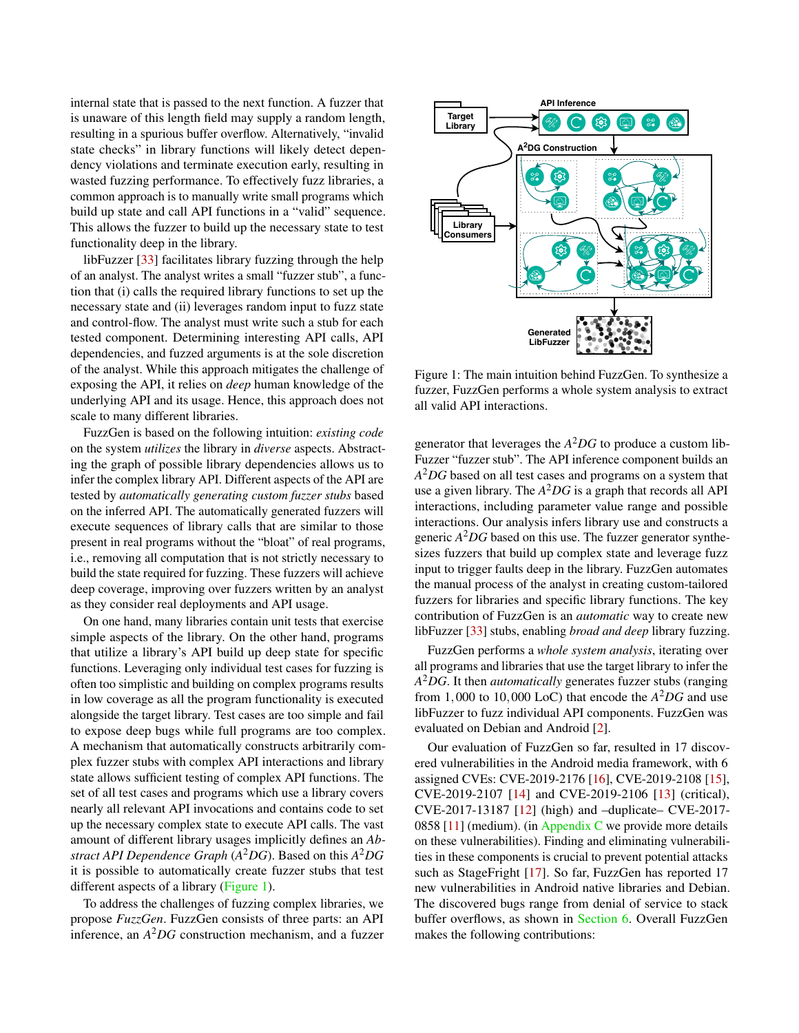internal state that is passed to the next function. A fuzzer that is unaware of this length field may supply a random length, resulting in a spurious buffer overflow. Alternatively, "invalid state checks" in library functions will likely detect dependency violations and terminate execution early, resulting in wasted fuzzing performance. To effectively fuzz libraries, a common approach is to manually write small programs which build up state and call API functions in a "valid" sequence. This allows the fuzzer to build up the necessary state to test functionality deep in the library.

libFuzzer [33] facilitates library fuzzing through the help of an analyst. The analyst writes a small "fuzzer stub", a function that (i) calls the required library functions to set up the necessary state and (ii) leverages random input to fuzz state and control-flow. The analyst must write such a stub for each tested component. Determining interesting API calls, API dependencies, and fuzzed arguments is at the sole discretion of the analyst. While this approach mitigates the challenge of exposing the API, it relies on *deep* human knowledge of the underlying API and its usage. Hence, this approach does not scale to many different libraries.

FuzzGen is based on the following intuition: *existing code* on the system *utilizes* the library in *diverse* aspects. Abstracting the graph of possible library dependencies allows us to infer the complex library API. Different aspects of the API are tested by *automatically generating custom fuzzer stubs* based on the inferred API. The automatically generated fuzzers will execute sequences of library calls that are similar to those present in real programs without the "bloat" of real programs, i.e., removing all computation that is not strictly necessary to build the state required for fuzzing. These fuzzers will achieve deep coverage, improving over fuzzers written by an analyst as they consider real deployments and API usage.

On one hand, many libraries contain unit tests that exercise simple aspects of the library. On the other hand, programs that utilize a library's API build up deep state for specific functions. Leveraging only individual test cases for fuzzing is often too simplistic and building on complex programs results in low coverage as all the program functionality is executed alongside the target library. Test cases are too simple and fail to expose deep bugs while full programs are too complex. A mechanism that automatically constructs arbitrarily complex fuzzer stubs with complex API interactions and library state allows sufficient testing of complex API functions. The set of all test cases and programs which use a library covers nearly all relevant API invocations and contains code to set up the necessary complex state to execute API calls. The vast amount of different library usages implicitly defines an *Abstract API Dependence Graph* ($A^2DG$). Based on this $A^2DG$ it is possible to automatically create fuzzer stubs that test different aspects of a library (Figure 1).

To address the challenges of fuzzing complex libraries, we propose *FuzzGen*. FuzzGen consists of three parts: an API inference, an $A^2DG$ construction mechanism, and a fuzzer generator that leverages the $A^2DG$ to produce a custom libFuzzer "fuzzer stub". The API inference component builds an $A^2DG$ based on all test cases and programs on a system that use a given library. The $A^2DG$ is a graph that records all API interactions, including parameter value range and possible interactions. Our analysis infers library use and constructs a generic $A^2DG$ based on this use. The fuzzer generator synthesizes fuzzers that build up complex state and leverage fuzz input to trigger faults deep in the library. FuzzGen automates the manual process of the analyst in creating custom-tailored fuzzers for libraries and specific library functions. The key contribution of FuzzGen is an *automatic* way to create new libFuzzer [33] stubs, enabling *broad and deep* library fuzzing.

Figure 1: The main intuition behind FuzzGen. To synthesize a fuzzer, FuzzGen performs a whole system analysis to extract all valid API interactions.

FuzzGen performs a *whole system analysis*, iterating over all programs and libraries that use the target library to infer the $A^2DG$. It then *automatically* generates fuzzer stubs (ranging from $1,000$ to $10,000$ LoC) that encode the $A^2DG$ and use libFuzzer to fuzz individual API components. FuzzGen was evaluated on Debian and Android [2].

Our evaluation of FuzzGen so far, resulted in 17 discovered vulnerabilities in the Android media framework, with 6 assigned CVEs: CVE-2019-2176 [16], CVE-2019-2108 [15], CVE-2019-2107 [14] and CVE-2019-2106 [13] (critical), CVE-2017-13187 [12] (high) and –duplicate– CVE-2017-0858 [11] (medium). (in Appendix C we provide more details on these vulnerabilities). Finding and eliminating vulnerabilities in these components is crucial to prevent potential attacks such as StageFright [17]. So far, FuzzGen has reported 17 new vulnerabilities in Android native libraries and Debian. The discovered bugs range from denial of service to stack buffer overflows, as shown in Section 6. Overall FuzzGen makes the following contributions: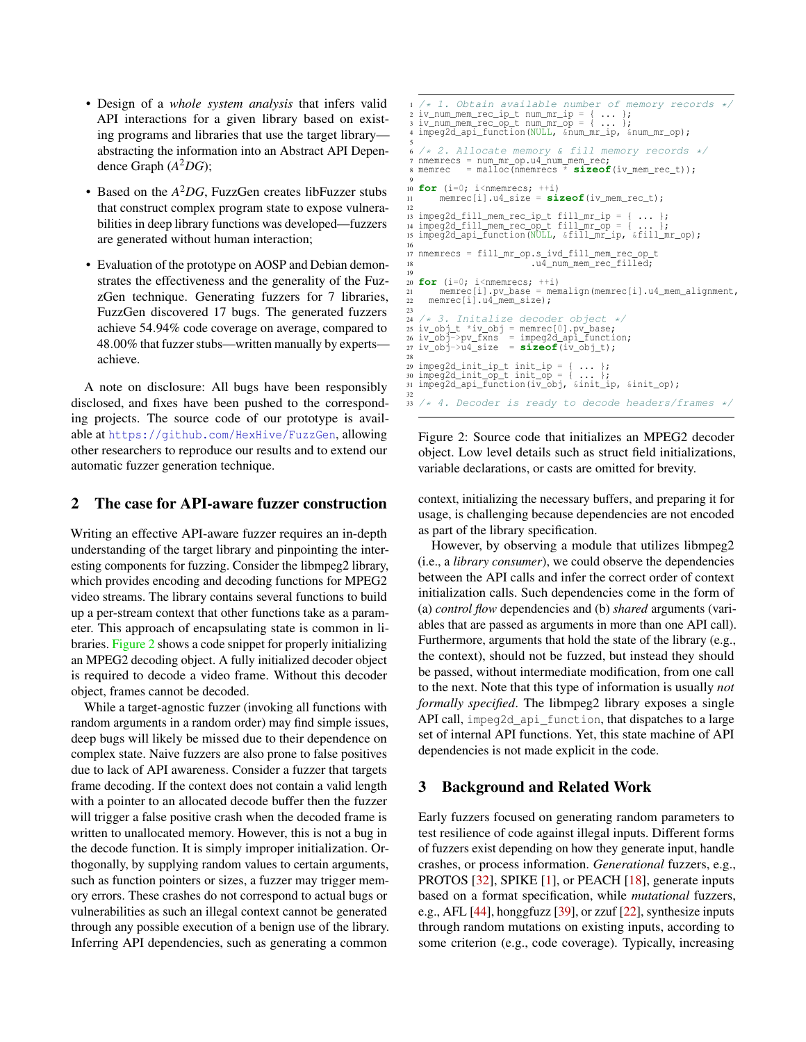- Design of a *whole system analysis* that infers valid API interactions for a given library based on existing programs and libraries that use the target library—abstracting the information into an Abstract API Dependence Graph ($A^2DG$);
- Based on the $A^2DG$, FuzzGen creates libFuzzer stubs that construct complex program state to expose vulnerabilities in deep library functions was developed—fuzzers are generated without human interaction;
- Evaluation of the prototype on AOSP and Debian demonstrates the effectiveness and the generality of the FuzzGen technique. Generating fuzzers for 7 libraries, FuzzGen discovered 17 bugs. The generated fuzzers achieve 54.94% code coverage on average, compared to 48.00% that fuzzer stubs—written manually by experts—achieve.

A note on disclosure: All bugs have been responsibly disclosed, and fixes have been pushed to the corresponding projects. The source code of our prototype is available at https://github.com/HexHive/FuzzGen, allowing other researchers to reproduce our results and to extend our automatic fuzzer generation technique.

## 2 The case for API-aware fuzzer construction

Writing an effective API-aware fuzzer requires an in-depth understanding of the target library and pinpointing the interesting components for fuzzing. Consider the libmpeg2 library, which provides encoding and decoding functions for MPEG2 video streams. The library contains several functions to build up a per-stream context that other functions take as a parameter. This approach of encapsulating state is common in libraries. Figure 2 shows a code snippet for properly initializing an MPEG2 decoding object. A fully initialized decoder object is required to decode a video frame. Without this decoder object, frames cannot be decoded.

While a target-agnostic fuzzer (invoking all functions with random arguments in a random order) may find simple issues, deep bugs will likely be missed due to their dependence on complex state. Naive fuzzers are also prone to false positives due to lack of API awareness. Consider a fuzzer that targets frame decoding. If the context does not contain a valid length with a pointer to an allocated decode buffer then the fuzzer will trigger a false positive crash when the decoded frame is written to unallocated memory. However, this is not a bug in the decode function. It is simply improper initialization. Orthogonally, by supplying random values to certain arguments, such as function pointers or sizes, a fuzzer may trigger memory errors. These crashes do not correspond to actual bugs or vulnerabilities as such an illegal context cannot be generated through any possible execution of a benign use of the library. Inferring API dependencies, such as generating a common

```
1  /* 1. Obtain available number of memory records */
2  iv_num_mem_rec_ip_t num_mr_ip = { ... };
3  iv_num_mem_rec_op_t num_mr_op = { ... };
4  impeg2d_api_function(NULL, &num_mr_ip, &num_mr_op);
5
6  /* 2. Allocate memory & fill memory records */
7  nmemrecs = num_mr_op.u4_num_mem_rec;
8  memrec   = malloc(nmemrecs * sizeof(iv_mem_rec_t));
9
10 for (i=0; i<nmemrecs; ++i)
11     memrec[i].u4_size = sizeof(iv_mem_rec_t);
12
13 impeg2d_fill_mem_rec_ip_t fill_mr_ip = { ... };
14 impeg2d_fill_mem_rec_op_t fill_mr_op = { ... };
15 impeg2d_api_function(NULL, &fill_mr_ip, &fill_mr_op);
16
17 nmemrecs = fill_mr_op.s_ivd_fill_mem_rec_op_t
18                      .u4_num_mem_rec_filled;
19
20 for (i=0; i<nmemrecs; ++i)
21     memrec[i].pv_base = memalign(memrec[i].u4_mem_alignment,
22  memrec[i].u4_mem_size);
23
24 /* 3. Initalize decoder object */
25 iv_obj_t *iv_obj = memrec[0].pv_base;
26 iv_obj->pv_fxns   = impeg2d_api_function;
27 iv_obj->u4_size   = sizeof(iv_obj_t);
28
29 impeg2d_init_ip_t init_ip = { ... };
30 impeg2d_init_op_t init_op = { ... };
31 impeg2d_api_function(iv_obj, &init_ip, &init_op);
32
33 /* 4. Decoder is ready to decode headers/frames */
```

Figure 2: Source code that initializes an MPEG2 decoder object. Low level details such as struct field initializations, variable declarations, or casts are omitted for brevity.

context, initializing the necessary buffers, and preparing it for usage, is challenging because dependencies are not encoded as part of the library specification.

However, by observing a module that utilizes libmpeg2 (i.e., a *library consumer*), we could observe the dependencies between the API calls and infer the correct order of context initialization calls. Such dependencies come in the form of (a) *control flow* dependencies and (b) *shared* arguments (variables that are passed as arguments in more than one API call). Furthermore, arguments that hold the state of the library (e.g., the context), should not be fuzzed, but instead they should be passed, without intermediate modification, from one call to the next. Note that this type of information is usually *not formally specified*. The libmpeg2 library exposes a single API call, `impeg2d_api_function`, that dispatches to a large set of internal API functions. Yet, this state machine of API dependencies is not made explicit in the code.

## 3 Background and Related Work

Early fuzzers focused on generating random parameters to test resilience of code against illegal inputs. Different forms of fuzzers exist depending on how they generate input, handle crashes, or process information. *Generational* fuzzers, e.g., PROTOS [32], SPIKE [1], or PEACH [18], generate inputs based on a format specification, while *mutational* fuzzers, e.g., AFL [44], honggfuzz [39], or zzuf [22], synthesize inputs through random mutations on existing inputs, according to some criterion (e.g., code coverage). Typically, increasing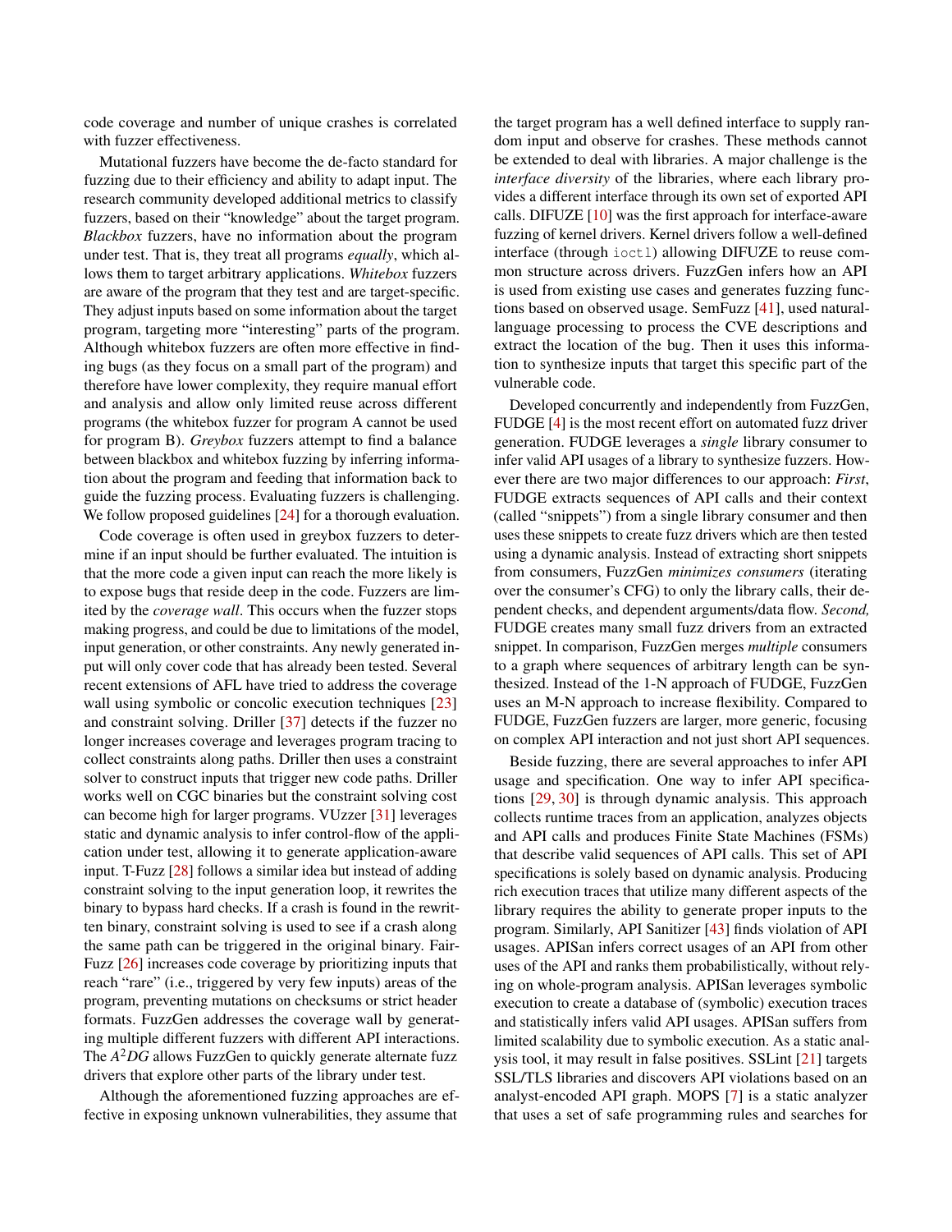code coverage and number of unique crashes is correlated with fuzzer effectiveness.

Mutational fuzzers have become the de-facto standard for fuzzing due to their efficiency and ability to adapt input. The research community developed additional metrics to classify fuzzers, based on their "knowledge" about the target program. *Blackbox* fuzzers, have no information about the program under test. That is, they treat all programs *equally*, which allows them to target arbitrary applications. *Whitebox* fuzzers are aware of the program that they test and are target-specific. They adjust inputs based on some information about the target program, targeting more "interesting" parts of the program. Although whitebox fuzzers are often more effective in finding bugs (as they focus on a small part of the program) and therefore have lower complexity, they require manual effort and analysis and allow only limited reuse across different programs (the whitebox fuzzer for program A cannot be used for program B). *Greybox* fuzzers attempt to find a balance between blackbox and whitebox fuzzing by inferring information about the program and feeding that information back to guide the fuzzing process. Evaluating fuzzers is challenging. We follow proposed guidelines [24] for a thorough evaluation.

Code coverage is often used in greybox fuzzers to determine if an input should be further evaluated. The intuition is that the more code a given input can reach the more likely is to expose bugs that reside deep in the code. Fuzzers are limited by the *coverage wall*. This occurs when the fuzzer stops making progress, and could be due to limitations of the model, input generation, or other constraints. Any newly generated input will only cover code that has already been tested. Several recent extensions of AFL have tried to address the coverage wall using symbolic or concolic execution techniques [23] and constraint solving. Driller [37] detects if the fuzzer no longer increases coverage and leverages program tracing to collect constraints along paths. Driller then uses a constraint solver to construct inputs that trigger new code paths. Driller works well on CGC binaries but the constraint solving cost can become high for larger programs. VUzzer [31] leverages static and dynamic analysis to infer control-flow of the application under test, allowing it to generate application-aware input. T-Fuzz [28] follows a similar idea but instead of adding constraint solving to the input generation loop, it rewrites the binary to bypass hard checks. If a crash is found in the rewritten binary, constraint solving is used to see if a crash along the same path can be triggered in the original binary. FairFuzz [26] increases code coverage by prioritizing inputs that reach "rare" (i.e., triggered by very few inputs) areas of the program, preventing mutations on checksums or strict header formats. FuzzGen addresses the coverage wall by generating multiple different fuzzers with different API interactions. The $A^2DG$ allows FuzzGen to quickly generate alternate fuzz drivers that explore other parts of the library under test.

Although the aforementioned fuzzing approaches are effective in exposing unknown vulnerabilities, they assume that the target program has a well defined interface to supply random input and observe for crashes. These methods cannot be extended to deal with libraries. A major challenge is the *interface diversity* of the libraries, where each library provides a different interface through its own set of exported API calls. DIFUZE [10] was the first approach for interface-aware fuzzing of kernel drivers. Kernel drivers follow a well-defined interface (through `ioctl`) allowing DIFUZE to reuse common structure across drivers. FuzzGen infers how an API is used from existing use cases and generates fuzzing functions based on observed usage. SemFuzz [41], used natural-language processing to process the CVE descriptions and extract the location of the bug. Then it uses this information to synthesize inputs that target this specific part of the vulnerable code.

Developed concurrently and independently from FuzzGen, FUDGE [4] is the most recent effort on automated fuzz driver generation. FUDGE leverages a *single* library consumer to infer valid API usages of a library to synthesize fuzzers. However there are two major differences to our approach: *First*, FUDGE extracts sequences of API calls and their context (called "snippets") from a single library consumer and then uses these snippets to create fuzz drivers which are then tested using a dynamic analysis. Instead of extracting short snippets from consumers, FuzzGen *minimizes consumers* (iterating over the consumer's CFG) to only the library calls, their dependent checks, and dependent arguments/data flow. *Second,* FUDGE creates many small fuzz drivers from an extracted snippet. In comparison, FuzzGen merges *multiple* consumers to a graph where sequences of arbitrary length can be synthesized. Instead of the 1-N approach of FUDGE, FuzzGen uses an M-N approach to increase flexibility. Compared to FUDGE, FuzzGen fuzzers are larger, more generic, focusing on complex API interaction and not just short API sequences.

Beside fuzzing, there are several approaches to infer API usage and specification. One way to infer API specifications [29, 30] is through dynamic analysis. This approach collects runtime traces from an application, analyzes objects and API calls and produces Finite State Machines (FSMs) that describe valid sequences of API calls. This set of API specifications is solely based on dynamic analysis. Producing rich execution traces that utilize many different aspects of the library requires the ability to generate proper inputs to the program. Similarly, API Sanitizer [43] finds violation of API usages. APISan infers correct usages of an API from other uses of the API and ranks them probabilistically, without relying on whole-program analysis. APISan leverages symbolic execution to create a database of (symbolic) execution traces and statistically infers valid API usages. APISan suffers from limited scalability due to symbolic execution. As a static analysis tool, it may result in false positives. SSLint [21] targets SSL/TLS libraries and discovers API violations based on an analyst-encoded API graph. MOPS [7] is a static analyzer that uses a set of safe programming rules and searches for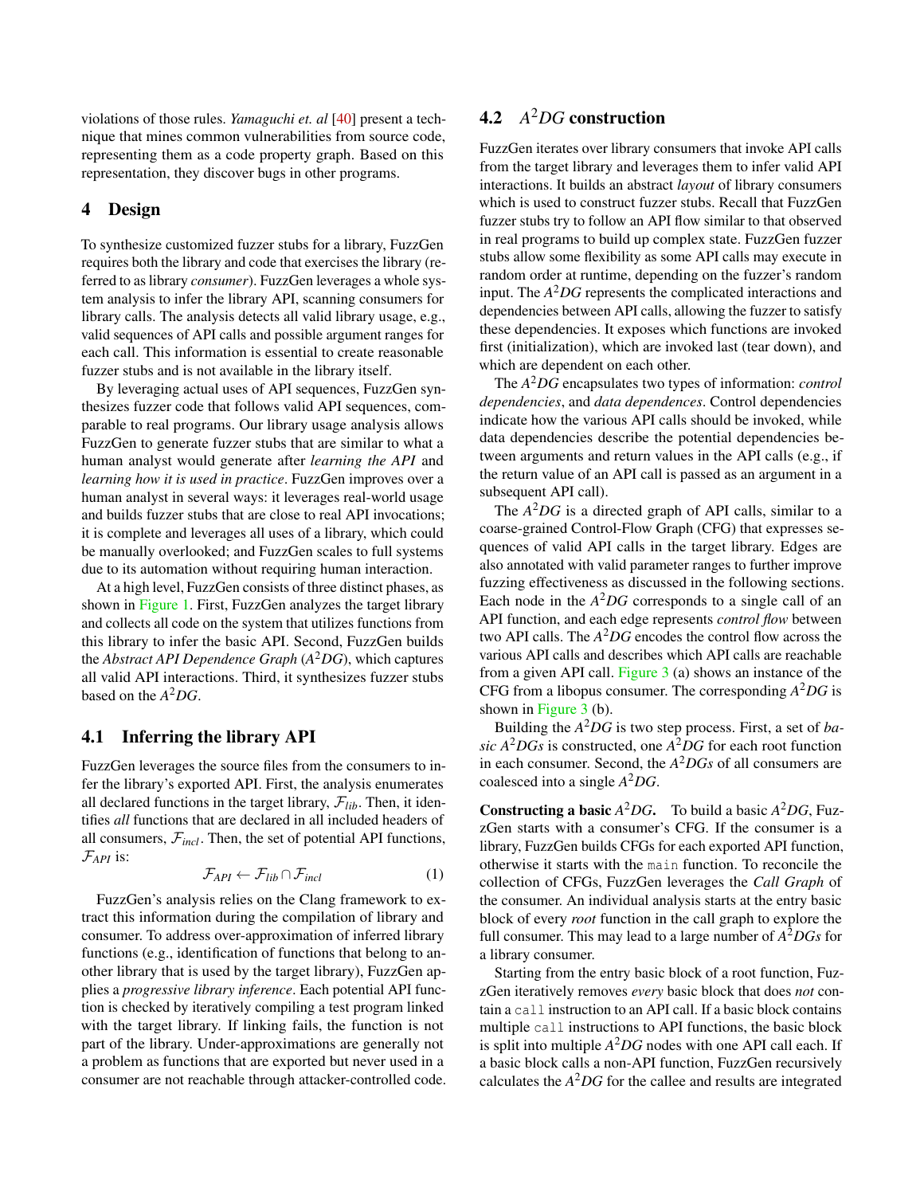violations of those rules. *Yamaguchi et. al* [40] present a technique that mines common vulnerabilities from source code, representing them as a code property graph. Based on this representation, they discover bugs in other programs.

## 4 Design

To synthesize customized fuzzer stubs for a library, FuzzGen requires both the library and code that exercises the library (referred to as library *consumer*). FuzzGen leverages a whole system analysis to infer the library API, scanning consumers for library calls. The analysis detects all valid library usage, e.g., valid sequences of API calls and possible argument ranges for each call. This information is essential to create reasonable fuzzer stubs and is not available in the library itself.

By leveraging actual uses of API sequences, FuzzGen synthesizes fuzzer code that follows valid API sequences, comparable to real programs. Our library usage analysis allows FuzzGen to generate fuzzer stubs that are similar to what a human analyst would generate after *learning the API* and *learning how it is used in practice*. FuzzGen improves over a human analyst in several ways: it leverages real-world usage and builds fuzzer stubs that are close to real API invocations; it is complete and leverages all uses of a library, which could be manually overlooked; and FuzzGen scales to full systems due to its automation without requiring human interaction.

At a high level, FuzzGen consists of three distinct phases, as shown in Figure 1. First, FuzzGen analyzes the target library and collects all code on the system that utilizes functions from this library to infer the basic API. Second, FuzzGen builds the *Abstract API Dependence Graph* ($A^2DG$), which captures all valid API interactions. Third, it synthesizes fuzzer stubs based on the $A^2DG$.

### 4.1 Inferring the library API

FuzzGen leverages the source files from the consumers to infer the library's exported API. First, the analysis enumerates all declared functions in the target library, $\mathcal{F}_{lib}$. Then, it identifies *all* functions that are declared in all included headers of all consumers, $\mathcal{F}_{incl}$. Then, the set of potential API functions, $\mathcal{F}_{API}$ is:

$$\mathcal{F}_{API} \leftarrow \mathcal{F}_{lib} \cap \mathcal{F}_{incl} \tag{1}$$

FuzzGen's analysis relies on the Clang framework to extract this information during the compilation of library and consumer. To address over-approximation of inferred library functions (e.g., identification of functions that belong to another library that is used by the target library), FuzzGen applies a *progressive library inference*. Each potential API function is checked by iteratively compiling a test program linked with the target library. If linking fails, the function is not part of the library. Under-approximations are generally not a problem as functions that are exported but never used in a consumer are not reachable through attacker-controlled code.

### 4.2 $A^2DG$ construction

FuzzGen iterates over library consumers that invoke API calls from the target library and leverages them to infer valid API interactions. It builds an abstract *layout* of library consumers which is used to construct fuzzer stubs. Recall that FuzzGen fuzzer stubs try to follow an API flow similar to that observed in real programs to build up complex state. FuzzGen fuzzer stubs allow some flexibility as some API calls may execute in random order at runtime, depending on the fuzzer's random input. The $A^2DG$ represents the complicated interactions and dependencies between API calls, allowing the fuzzer to satisfy these dependencies. It exposes which functions are invoked first (initialization), which are invoked last (tear down), and which are dependent on each other.

The $A^2DG$ encapsulates two types of information: *control dependencies*, and *data dependences*. Control dependencies indicate how the various API calls should be invoked, while data dependencies describe the potential dependencies between arguments and return values in the API calls (e.g., if the return value of an API call is passed as an argument in a subsequent API call).

The $A^2DG$ is a directed graph of API calls, similar to a coarse-grained Control-Flow Graph (CFG) that expresses sequences of valid API calls in the target library. Edges are also annotated with valid parameter ranges to further improve fuzzing effectiveness as discussed in the following sections. Each node in the $A^2DG$ corresponds to a single call of an API function, and each edge represents *control flow* between two API calls. The $A^2DG$ encodes the control flow across the various API calls and describes which API calls are reachable from a given API call. Figure 3 (a) shows an instance of the CFG from a libopus consumer. The corresponding $A^2DG$ is shown in Figure 3 (b).

Building the $A^2DG$ is two step process. First, a set of *basic* $A^2DGs$ is constructed, one $A^2DG$ for each root function in each consumer. Second, the $A^2DGs$ of all consumers are coalesced into a single $A^2DG$.

**Constructing a basic $A^2DG$.** To build a basic $A^2DG$, FuzzGen starts with a consumer's CFG. If the consumer is a library, FuzzGen builds CFGs for each exported API function, otherwise it starts with the `main` function. To reconcile the collection of CFGs, FuzzGen leverages the *Call Graph* of the consumer. An individual analysis starts at the entry basic block of every *root* function in the call graph to explore the full consumer. This may lead to a large number of $A^2DGs$ for a library consumer.

Starting from the entry basic block of a root function, FuzzGen iteratively removes *every* basic block that does *not* contain a `call` instruction to an API call. If a basic block contains multiple `call` instructions to API functions, the basic block is split into multiple $A^2DG$ nodes with one API call each. If a basic block calls a non-API function, FuzzGen recursively calculates the $A^2DG$ for the callee and results are integrated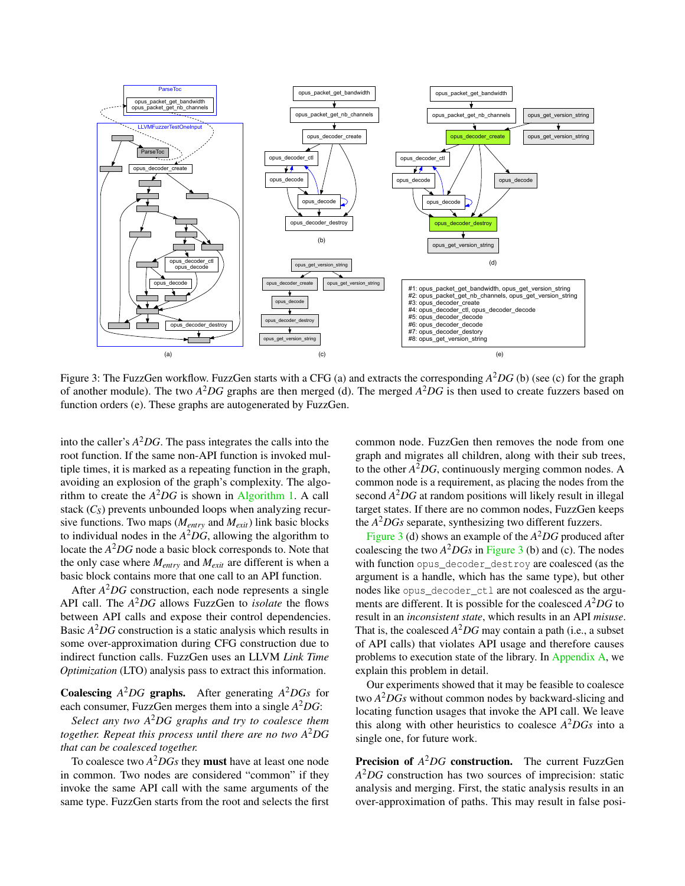Figure 3: The FuzzGen workflow. FuzzGen starts with a CFG (a) and extracts the corresponding $A^2DG$ (b) (see (c) for the graph of another module). The two $A^2DG$ graphs are then merged (d). The merged $A^2DG$ is then used to create fuzzers based on function orders (e). These graphs are autogenerated by FuzzGen.

into the caller's $A^2DG$. The pass integrates the calls into the root function. If the same non-API function is invoked multiple times, it is marked as a repeating function in the graph, avoiding an explosion of the graph's complexity. The algorithm to create the $A^2DG$ is shown in Algorithm 1. A call stack ($C_S$) prevents unbounded loops when analyzing recursive functions. Two maps ($M_{entry}$ and $M_{exit}$) link basic blocks to individual nodes in the $A^2DG$, allowing the algorithm to locate the $A^2DG$ node a basic block corresponds to. Note that the only case where $M_{entry}$ and $M_{exit}$ are different is when a basic block contains more that one call to an API function.

After $A^2DG$ construction, each node represents a single API call. The $A^2DG$ allows FuzzGen to *isolate* the flows between API calls and expose their control dependencies. Basic $A^2DG$ construction is a static analysis which results in some over-approximation during CFG construction due to indirect function calls. FuzzGen uses an LLVM *Link Time Optimization* (LTO) analysis pass to extract this information.

**Coalescing $A^2DG$ graphs.** After generating $A^2DGs$ for each consumer, FuzzGen merges them into a single $A^2DG$:

*Select any two $A^2DG$ graphs and try to coalesce them together. Repeat this process until there are no two $A^2DG$ that can be coalesced together.*

To coalesce two $A^2DGs$ they **must** have at least one node in common. Two nodes are considered "common" if they invoke the same API call with the same arguments of the same type. FuzzGen starts from the root and selects the first common node. FuzzGen then removes the node from one graph and migrates all children, along with their sub trees, to the other $A^2DG$, continuously merging common nodes. A common node is a requirement, as placing the nodes from the second $A^2DG$ at random positions will likely result in illegal target states. If there are no common nodes, FuzzGen keeps the $A^2DGs$ separate, synthesizing two different fuzzers.

Figure 3 (d) shows an example of the $A^2DG$ produced after coalescing the two $A^2DGs$ in Figure 3 (b) and (c). The nodes with function `opus_decoder_destroy` are coalesced (as the argument is a handle, which has the same type), but other nodes like `opus_decoder_ctl` are not coalesced as the arguments are different. It is possible for the coalesced $A^2DG$ to result in an *inconsistent state*, which results in an API *misuse*. That is, the coalesced $A^2DG$ may contain a path (i.e., a subset of API calls) that violates API usage and therefore causes problems to execution state of the library. In Appendix A, we explain this problem in detail.

Our experiments showed that it may be feasible to coalesce two $A^2DGs$ without common nodes by backward-slicing and locating function usages that invoke the API call. We leave this along with other heuristics to coalesce $A^2DGs$ into a single one, for future work.

**Precision of $A^2DG$ construction.** The current FuzzGen $A^2DG$ construction has two sources of imprecision: static analysis and merging. First, the static analysis results in an over-approximation of paths. This may result in false posi-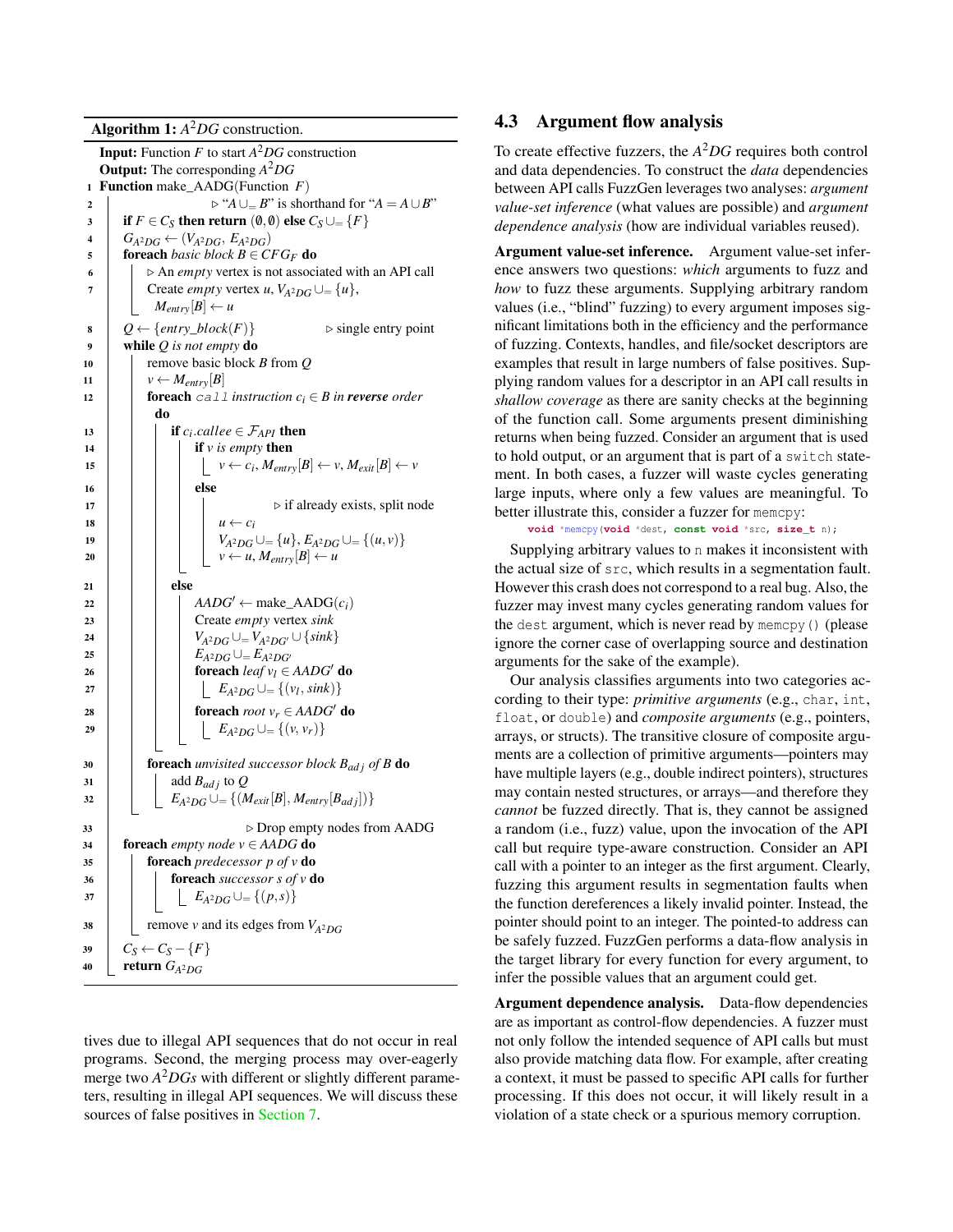**Algorithm 1:** $A^2DG$ construction.

```
Input: Function F to start A²DG construction
Output: The corresponding A²DG
1  Function make_AADG(Function F)
2      ▷ "A ∪= B" is shorthand for "A = A ∪ B"
3      if F ∈ C_S then return (∅, ∅) else C_S ∪= {F}
4      G_A²DG ← (V_A²DG, E_A²DG)
5      foreach basic block B ∈ CFG_F do
6          ▷ An empty vertex is not associated with an API call
7          Create empty vertex u, V_A²DG ∪= {u},
             M_entry[B] ← u
8      Q ← {entry_block(F)}                ▷ single entry point
9      while Q is not empty do
10         remove basic block B from Q
11         v ← M_entry[B]
12         foreach call instruction c_i ∈ B in reverse order
             do
13             if c_i.callee ∈ F_API then
14                 if v is empty then
15                     v ← c_i, M_entry[B] ← v, M_exit[B] ← v
16                 else
17                                 ▷ if already exists, split node
18                     u ← c_i
19                     V_A²DG ∪= {u}, E_A²DG ∪= {(u, v)}
20                     v ← u, M_entry[B] ← u
21             else
22                 AADG' ← make_AADG(c_i)
23                 Create empty vertex sink
24                 V_A²DG ∪= V_A²DG' ∪ {sink}
25                 E_A²DG ∪= E_A²DG'
26                 foreach leaf v_l ∈ AADG' do
27                     E_A²DG ∪= {(v_l, sink)}
28                 foreach root v_r ∈ AADG' do
29                     E_A²DG ∪= {(v, v_r)}
30         foreach unvisited successor block B_adj of B do
31             add B_adj to Q
32             E_A²DG ∪= {(M_exit[B], M_entry[B_adj])}
33                                 ▷ Drop empty nodes from AADG
34     foreach empty node v ∈ AADG do
35         foreach predecessor p of v do
36             foreach successor s of v do
37                 E_A²DG ∪= {(p, s)}
38         remove v and its edges from V_A²DG
39     C_S ← C_S − {F}
40     return G_A²DG
```

tives due to illegal API sequences that do not occur in real programs. Second, the merging process may over-eagerly merge two $A^2DGs$ with different or slightly different parameters, resulting in illegal API sequences. We will discuss these sources of false positives in Section 7.

## 4.3 Argument flow analysis

To create effective fuzzers, the $A^2DG$ requires both control and data dependencies. To construct the *data* dependencies between API calls FuzzGen leverages two analyses: *argument value-set inference* (what values are possible) and *argument dependence analysis* (how are individual variables reused).

**Argument value-set inference.** Argument value-set inference answers two questions: *which* arguments to fuzz and *how* to fuzz these arguments. Supplying arbitrary random values (i.e., "blind" fuzzing) to every argument imposes significant limitations both in the efficiency and the performance of fuzzing. Contexts, handles, and file/socket descriptors are examples that result in large numbers of false positives. Supplying random values for a descriptor in an API call results in *shallow coverage* as there are sanity checks at the beginning of the function call. Some arguments present diminishing returns when being fuzzed. Consider an argument that is used to hold output, or an argument that is part of a `switch` statement. In both cases, a fuzzer will waste cycles generating large inputs, where only a few values are meaningful. To better illustrate this, consider a fuzzer for `memcpy`:

```
void *memcpy(void *dest, const void *src, size_t n);
```

Supplying arbitrary values to `n` makes it inconsistent with the actual size of `src`, which results in a segmentation fault. However this crash does not correspond to a real bug. Also, the fuzzer may invest many cycles generating random values for the `dest` argument, which is never read by `memcpy()` (please ignore the corner case of overlapping source and destination arguments for the sake of the example).

Our analysis classifies arguments into two categories according to their type: *primitive arguments* (e.g., `char`, `int`, `float`, or `double`) and *composite arguments* (e.g., pointers, arrays, or structs). The transitive closure of composite arguments are a collection of primitive arguments—pointers may have multiple layers (e.g., double indirect pointers), structures may contain nested structures, or arrays—and therefore they *cannot* be fuzzed directly. That is, they cannot be assigned a random (i.e., fuzz) value, upon the invocation of the API call but require type-aware construction. Consider an API call with a pointer to an integer as the first argument. Clearly, fuzzing this argument results in segmentation faults when the function dereferences a likely invalid pointer. Instead, the pointer should point to an integer. The pointed-to address can be safely fuzzed. FuzzGen performs a data-flow analysis in the target library for every function for every argument, to infer the possible values that an argument could get.

**Argument dependence analysis.** Data-flow dependencies are as important as control-flow dependencies. A fuzzer must not only follow the intended sequence of API calls but must also provide matching data flow. For example, after creating a context, it must be passed to specific API calls for further processing. If this does not occur, it will likely result in a violation of a state check or a spurious memory corruption.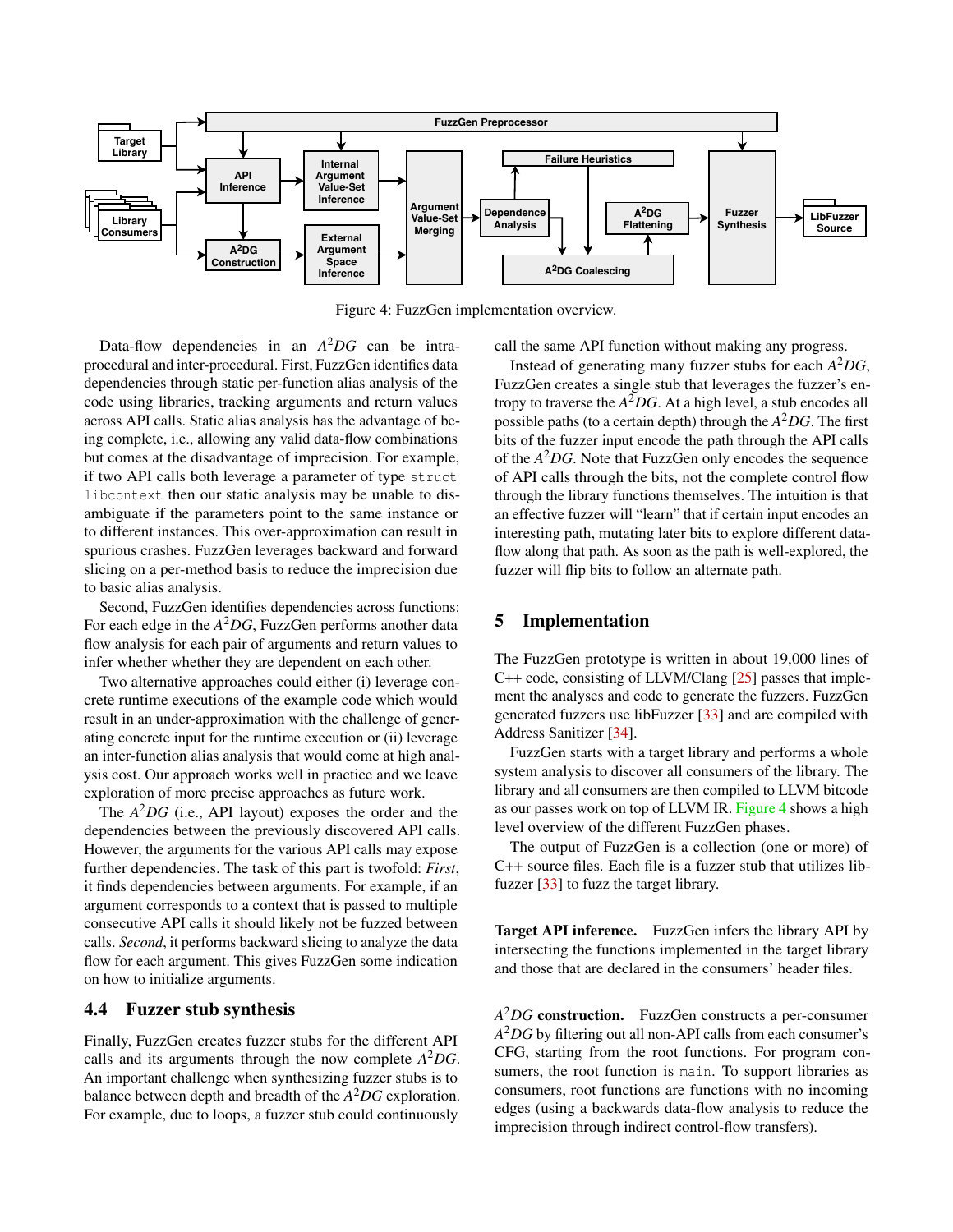Figure 4: FuzzGen implementation overview.

Data-flow dependencies in an $A^2DG$ can be intra-procedural and inter-procedural. First, FuzzGen identifies data dependencies through static per-function alias analysis of the code using libraries, tracking arguments and return values across API calls. Static alias analysis has the advantage of being complete, i.e., allowing any valid data-flow combinations but comes at the disadvantage of imprecision. For example, if two API calls both leverage a parameter of type `struct libcontext` then our static analysis may be unable to disambiguate if the parameters point to the same instance or to different instances. This over-approximation can result in spurious crashes. FuzzGen leverages backward and forward slicing on a per-method basis to reduce the imprecision due to basic alias analysis.

Second, FuzzGen identifies dependencies across functions: For each edge in the $A^2DG$, FuzzGen performs another data flow analysis for each pair of arguments and return values to infer whether whether they are dependent on each other.

Two alternative approaches could either (i) leverage concrete runtime executions of the example code which would result in an under-approximation with the challenge of generating concrete input for the runtime execution or (ii) leverage an inter-function alias analysis that would come at high analysis cost. Our approach works well in practice and we leave exploration of more precise approaches as future work.

The $A^2DG$ (i.e., API layout) exposes the order and the dependencies between the previously discovered API calls. However, the arguments for the various API calls may expose further dependencies. The task of this part is twofold: *First*, it finds dependencies between arguments. For example, if an argument corresponds to a context that is passed to multiple consecutive API calls it should likely not be fuzzed between calls. *Second*, it performs backward slicing to analyze the data flow for each argument. This gives FuzzGen some indication on how to initialize arguments.

## 4.4 Fuzzer stub synthesis

Finally, FuzzGen creates fuzzer stubs for the different API calls and its arguments through the now complete $A^2DG$. An important challenge when synthesizing fuzzer stubs is to balance between depth and breadth of the $A^2DG$ exploration. For example, due to loops, a fuzzer stub could continuously call the same API function without making any progress.

Instead of generating many fuzzer stubs for each $A^2DG$, FuzzGen creates a single stub that leverages the fuzzer's entropy to traverse the $A^2DG$. At a high level, a stub encodes all possible paths (to a certain depth) through the $A^2DG$. The first bits of the fuzzer input encode the path through the API calls of the $A^2DG$. Note that FuzzGen only encodes the sequence of API calls through the bits, not the complete control flow through the library functions themselves. The intuition is that an effective fuzzer will "learn" that if certain input encodes an interesting path, mutating later bits to explore different data-flow along that path. As soon as the path is well-explored, the fuzzer will flip bits to follow an alternate path.

# 5 Implementation

The FuzzGen prototype is written in about 19,000 lines of C++ code, consisting of LLVM/Clang [25] passes that implement the analyses and code to generate the fuzzers. FuzzGen generated fuzzers use libFuzzer [33] and are compiled with Address Sanitizer [34].

FuzzGen starts with a target library and performs a whole system analysis to discover all consumers of the library. The library and all consumers are then compiled to LLVM bitcode as our passes work on top of LLVM IR. Figure 4 shows a high level overview of the different FuzzGen phases.

The output of FuzzGen is a collection (one or more) of C++ source files. Each file is a fuzzer stub that utilizes libfuzzer [33] to fuzz the target library.

**Target API inference.** FuzzGen infers the library API by intersecting the functions implemented in the target library and those that are declared in the consumers' header files.

**$A^2DG$ construction.** FuzzGen constructs a per-consumer $A^2DG$ by filtering out all non-API calls from each consumer's CFG, starting from the root functions. For program consumers, the root function is `main`. To support libraries as consumers, root functions are functions with no incoming edges (using a backwards data-flow analysis to reduce the imprecision through indirect control-flow transfers).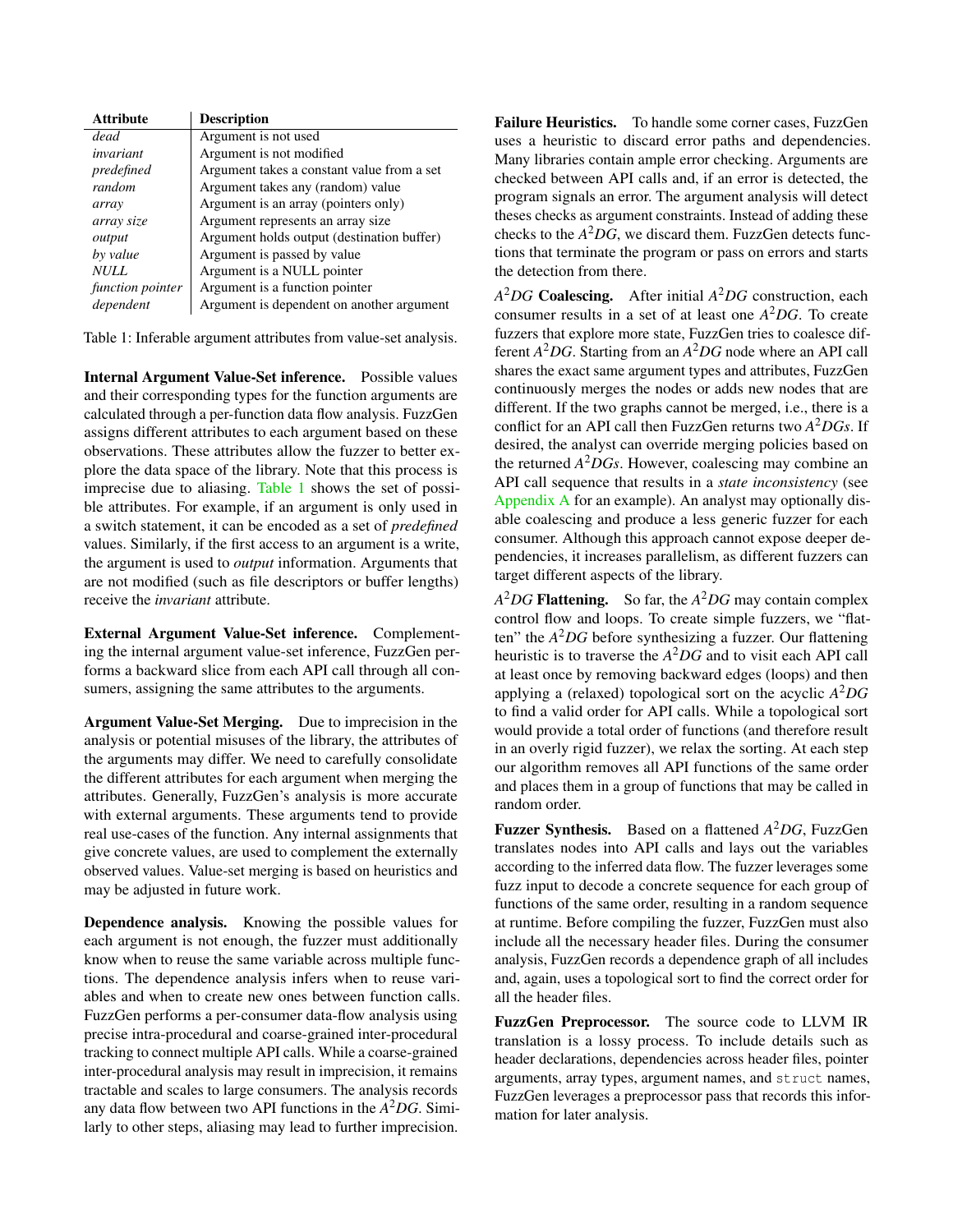| Attribute | Description |
|---|---|
| *dead* | Argument is not used |
| *invariant* | Argument is not modified |
| *predefined* | Argument takes a constant value from a set |
| *random* | Argument takes any (random) value |
| *array* | Argument is an array (pointers only) |
| *array size* | Argument represents an array size |
| *output* | Argument holds output (destination buffer) |
| *by value* | Argument is passed by value |
| *NULL* | Argument is a NULL pointer |
| *function pointer* | Argument is a function pointer |
| *dependent* | Argument is dependent on another argument |

Table 1: Inferable argument attributes from value-set analysis.

**Internal Argument Value-Set inference.** Possible values and their corresponding types for the function arguments are calculated through a per-function data flow analysis. FuzzGen assigns different attributes to each argument based on these observations. These attributes allow the fuzzer to better explore the data space of the library. Note that this process is imprecise due to aliasing. Table 1 shows the set of possible attributes. For example, if an argument is only used in a switch statement, it can be encoded as a set of *predefined* values. Similarly, if the first access to an argument is a write, the argument is used to *output* information. Arguments that are not modified (such as file descriptors or buffer lengths) receive the *invariant* attribute.

**External Argument Value-Set inference.** Complementing the internal argument value-set inference, FuzzGen performs a backward slice from each API call through all consumers, assigning the same attributes to the arguments.

**Argument Value-Set Merging.** Due to imprecision in the analysis or potential misuses of the library, the attributes of the arguments may differ. We need to carefully consolidate the different attributes for each argument when merging the attributes. Generally, FuzzGen's analysis is more accurate with external arguments. These arguments tend to provide real use-cases of the function. Any internal assignments that give concrete values, are used to complement the externally observed values. Value-set merging is based on heuristics and may be adjusted in future work.

**Dependence analysis.** Knowing the possible values for each argument is not enough, the fuzzer must additionally know when to reuse the same variable across multiple functions. The dependence analysis infers when to reuse variables and when to create new ones between function calls. FuzzGen performs a per-consumer data-flow analysis using precise intra-procedural and coarse-grained inter-procedural tracking to connect multiple API calls. While a coarse-grained inter-procedural analysis may result in imprecision, it remains tractable and scales to large consumers. The analysis records any data flow between two API functions in the $A^2DG$. Similarly to other steps, aliasing may lead to further imprecision.

**Failure Heuristics.** To handle some corner cases, FuzzGen uses a heuristic to discard error paths and dependencies. Many libraries contain ample error checking. Arguments are checked between API calls and, if an error is detected, the program signals an error. The argument analysis will detect theses checks as argument constraints. Instead of adding these checks to the $A^2DG$, we discard them. FuzzGen detects functions that terminate the program or pass on errors and starts the detection from there.

**$A^2DG$ Coalescing.** After initial $A^2DG$ construction, each consumer results in a set of at least one $A^2DG$. To create fuzzers that explore more state, FuzzGen tries to coalesce different $A^2DG$. Starting from an $A^2DG$ node where an API call shares the exact same argument types and attributes, FuzzGen continuously merges the nodes or adds new nodes that are different. If the two graphs cannot be merged, i.e., there is a conflict for an API call then FuzzGen returns two $A^2DGs$. If desired, the analyst can override merging policies based on the returned $A^2DGs$. However, coalescing may combine an API call sequence that results in a *state inconsistency* (see Appendix A for an example). An analyst may optionally disable coalescing and produce a less generic fuzzer for each consumer. Although this approach cannot expose deeper dependencies, it increases parallelism, as different fuzzers can target different aspects of the library.

**$A^2DG$ Flattening.** So far, the $A^2DG$ may contain complex control flow and loops. To create simple fuzzers, we "flatten" the $A^2DG$ before synthesizing a fuzzer. Our flattening heuristic is to traverse the $A^2DG$ and to visit each API call at least once by removing backward edges (loops) and then applying a (relaxed) topological sort on the acyclic $A^2DG$ to find a valid order for API calls. While a topological sort would provide a total order of functions (and therefore result in an overly rigid fuzzer), we relax the sorting. At each step our algorithm removes all API functions of the same order and places them in a group of functions that may be called in random order.

**Fuzzer Synthesis.** Based on a flattened $A^2DG$, FuzzGen translates nodes into API calls and lays out the variables according to the inferred data flow. The fuzzer leverages some fuzz input to decode a concrete sequence for each group of functions of the same order, resulting in a random sequence at runtime. Before compiling the fuzzer, FuzzGen must also include all the necessary header files. During the consumer analysis, FuzzGen records a dependence graph of all includes and, again, uses a topological sort to find the correct order for all the header files.

**FuzzGen Preprocessor.** The source code to LLVM IR translation is a lossy process. To include details such as header declarations, dependencies across header files, pointer arguments, array types, argument names, and `struct` names, FuzzGen leverages a preprocessor pass that records this information for later analysis.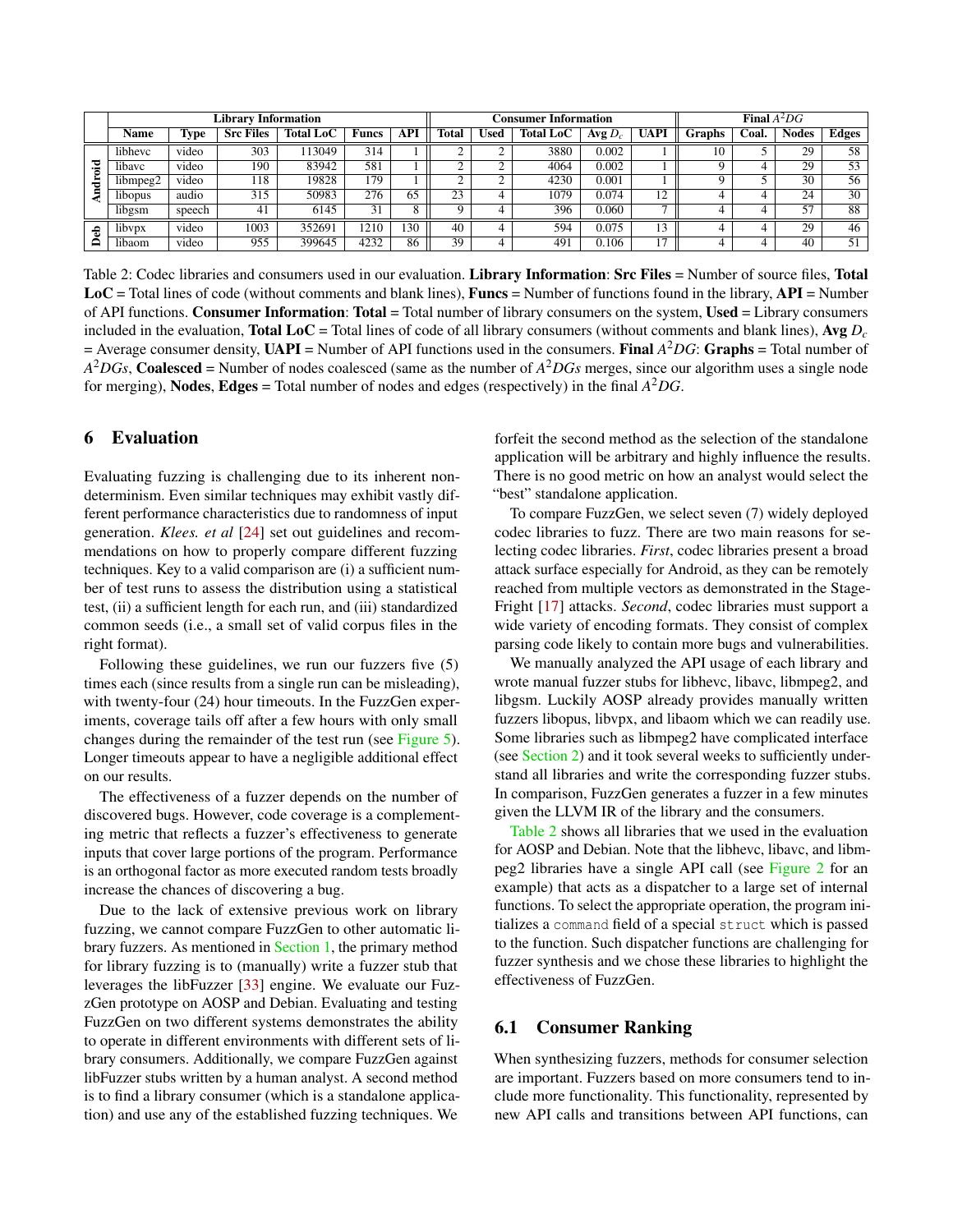| | Library Information | | | | | | Consumer Information | | | | | | Final $A^2DG$ | | | |
|---|---|---|---|---|---|---|---|---|---|---|---|---|---|---|---|---|
| | **Name** | **Type** | **Src Files** | **Total LoC** | **Funcs** | **API** | **Total** | **Used** | **Total LoC** | **Avg $D_c$** | **UAPI** | **Graphs** | **Coal.** | **Nodes** | **Edges** |
| Android | libhevc | video | 303 | 113049 | 314 | 1 | 2 | 2 | 3880 | 0.002 | 1 | 10 | 5 | 29 | 58 |
| | libavc | video | 190 | 83942 | 581 | 1 | 2 | 2 | 4064 | 0.002 | 1 | 9 | 4 | 29 | 53 |
| | libmpeg2 | video | 118 | 19828 | 179 | 1 | 2 | 2 | 4230 | 0.001 | 1 | 9 | 5 | 30 | 56 |
| | libopus | audio | 315 | 50983 | 276 | 65 | 23 | 4 | 1079 | 0.074 | 12 | 4 | 4 | 24 | 30 |
| | libgsm | speech | 41 | 6145 | 31 | 8 | 9 | 4 | 396 | 0.060 | 7 | 4 | 4 | 57 | 88 |
| Deb | libvpx | video | 1003 | 352691 | 1210 | 130 | 40 | 4 | 594 | 0.075 | 13 | 4 | 4 | 29 | 46 |
| | libaom | video | 955 | 399645 | 4232 | 86 | 39 | 4 | 491 | 0.106 | 17 | 4 | 4 | 40 | 51 |

Table 2: Codec libraries and consumers used in our evaluation. **Library Information**: **Src Files** = Number of source files, **Total LoC** = Total lines of code (without comments and blank lines), **Funcs** = Number of functions found in the library, **API** = Number of API functions. **Consumer Information**: **Total** = Total number of library consumers on the system, **Used** = Library consumers included in the evaluation, **Total LoC** = Total lines of code of all library consumers (without comments and blank lines), **Avg $D_c$** = Average consumer density, **UAPI** = Number of API functions used in the consumers. **Final $A^2DG$**: **Graphs** = Total number of $A^2DGs$, **Coalesced** = Number of nodes coalesced (same as the number of $A^2DGs$ merges, since our algorithm uses a single node for merging), **Nodes**, **Edges** = Total number of nodes and edges (respectively) in the final $A^2DG$.

## 6 Evaluation

Evaluating fuzzing is challenging due to its inherent non-determinism. Even similar techniques may exhibit vastly different performance characteristics due to randomness of input generation. *Klees. et al* [24] set out guidelines and recommendations on how to properly compare different fuzzing techniques. Key to a valid comparison are (i) a sufficient number of test runs to assess the distribution using a statistical test, (ii) a sufficient length for each run, and (iii) standardized common seeds (i.e., a small set of valid corpus files in the right format).

Following these guidelines, we run our fuzzers five (5) times each (since results from a single run can be misleading), with twenty-four (24) hour timeouts. In the FuzzGen experiments, coverage tails off after a few hours with only small changes during the remainder of the test run (see Figure 5). Longer timeouts appear to have a negligible additional effect on our results.

The effectiveness of a fuzzer depends on the number of discovered bugs. However, code coverage is a complementing metric that reflects a fuzzer's effectiveness to generate inputs that cover large portions of the program. Performance is an orthogonal factor as more executed random tests broadly increase the chances of discovering a bug.

Due to the lack of extensive previous work on library fuzzing, we cannot compare FuzzGen to other automatic library fuzzers. As mentioned in Section 1, the primary method for library fuzzing is to (manually) write a fuzzer stub that leverages the libFuzzer [33] engine. We evaluate our FuzzGen prototype on AOSP and Debian. Evaluating and testing FuzzGen on two different systems demonstrates the ability to operate in different environments with different sets of library consumers. Additionally, we compare FuzzGen against libFuzzer stubs written by a human analyst. A second method is to find a library consumer (which is a standalone application) and use any of the established fuzzing techniques. We forfeit the second method as the selection of the standalone application will be arbitrary and highly influence the results. There is no good metric on how an analyst would select the "best" standalone application.

To compare FuzzGen, we select seven (7) widely deployed codec libraries to fuzz. There are two main reasons for selecting codec libraries. *First*, codec libraries present a broad attack surface especially for Android, as they can be remotely reached from multiple vectors as demonstrated in the StageFright [17] attacks. *Second*, codec libraries must support a wide variety of encoding formats. They consist of complex parsing code likely to contain more bugs and vulnerabilities.

We manually analyzed the API usage of each library and wrote manual fuzzer stubs for libhevc, libavc, libmpeg2, and libgsm. Luckily AOSP already provides manually written fuzzers libopus, libvpx, and libaom which we can readily use. Some libraries such as libmpeg2 have complicated interface (see Section 2) and it took several weeks to sufficiently understand all libraries and write the corresponding fuzzer stubs. In comparison, FuzzGen generates a fuzzer in a few minutes given the LLVM IR of the library and the consumers.

Table 2 shows all libraries that we used in the evaluation for AOSP and Debian. Note that the libhevc, libavc, and libmpeg2 libraries have a single API call (see Figure 2 for an example) that acts as a dispatcher to a large set of internal functions. To select the appropriate operation, the program initializes a `command` field of a special `struct` which is passed to the function. Such dispatcher functions are challenging for fuzzer synthesis and we chose these libraries to highlight the effectiveness of FuzzGen.

### 6.1 Consumer Ranking

When synthesizing fuzzers, methods for consumer selection are important. Fuzzers based on more consumers tend to include more functionality. This functionality, represented by new API calls and transitions between API functions, can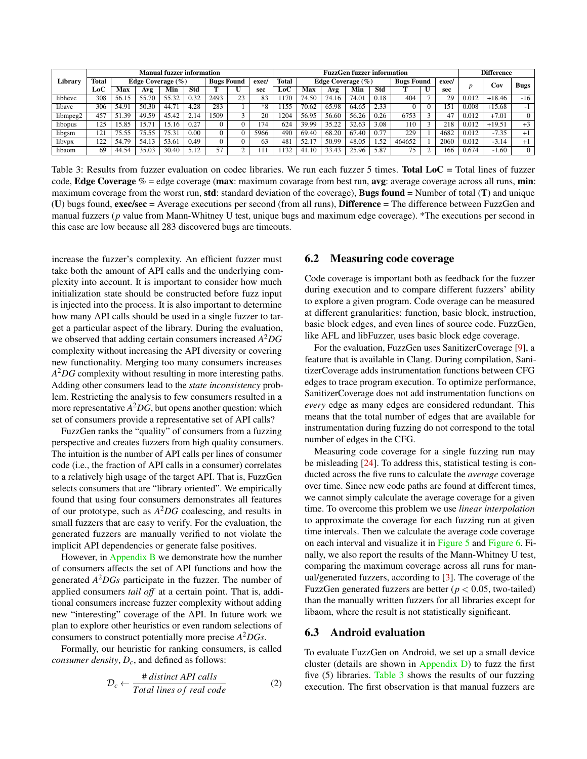| Library | Manual fuzzer information | | | | | | | | | FuzzGen fuzzer information | | | | | | | | | Difference | | |
|---|---|---|---|---|---|---|---|---|---|---|---|---|---|---|---|---|---|---|---|---|---|
| | Total | Edge Coverage (%) | | | | Bugs Found | | exec/ | Total | Edge Coverage (%) | | | | Bugs Found | | exec/ | $p$ | Cov | Bugs |
| | LoC | Max | Avg | Min | Std | T | U | sec | LoC | Max | Avg | Min | Std | T | U | sec | | | |
| libhevc | 308 | 56.15 | 55.70 | 55.32 | 0.32 | 2493 | 23 | 83 | 1170 | 74.50 | 74.16 | 74.01 | 0.18 | 404 | 7 | 29 | 0.012 | +18.46 | -16 |
| libavc | 306 | 54.91 | 50.30 | 44.71 | 4.28 | 283 | 1 | *8 | 1155 | 70.62 | 65.98 | 64.65 | 2.33 | 0 | 0 | 151 | 0.008 | +15.68 | -1 |
| libmpeg2 | 457 | 51.39 | 49.59 | 45.42 | 2.14 | 1509 | 3 | 20 | 1204 | 56.95 | 56.60 | 56.26 | 0.26 | 6753 | 3 | 47 | 0.012 | +7.01 | 0 |
| libopus | 125 | 15.85 | 15.71 | 15.16 | 0.27 | 0 | 0 | 174 | 624 | 39.99 | 35.22 | 32.63 | 3.08 | 110 | 3 | 218 | 0.012 | +19.51 | +3 |
| libgsm | 121 | 75.55 | 75.55 | 75.31 | 0.00 | 0 | 0 | 5966 | 490 | 69.40 | 68.20 | 67.40 | 0.77 | 229 | 1 | 4682 | 0.012 | -7.35 | +1 |
| libvpx | 122 | 54.79 | 54.13 | 53.61 | 0.49 | 0 | 0 | 63 | 481 | 52.17 | 50.99 | 48.05 | 1.52 | 464652 | 1 | 2060 | 0.012 | -3.14 | +1 |
| libaom | 69 | 44.54 | 35.03 | 30.40 | 5.12 | 57 | 2 | 111 | 1132 | 41.10 | 33.43 | 25.96 | 5.87 | 75 | 2 | 166 | 0.674 | -1.60 | 0 |

Table 3: Results from fuzzer evaluation on codec libraries. We run each fuzzer 5 times. **Total LoC** = Total lines of fuzzer code, **Edge Coverage** % = edge coverage (**max**: maximum covarage from best run, **avg**: average coverage across all runs, **min**: maximum coverage from the worst run, **std**: standard deviation of the coverage), **Bugs found** = Number of total (**T**) and unique (**U**) bugs found, **exec/sec** = Average executions per second (from all runs), **Difference** = The difference between FuzzGen and manual fuzzers ($p$ value from Mann-Whitney U test, unique bugs and maximum edge coverage). *The executions per second in this case are low because all 283 discovered bugs are timeouts.

increase the fuzzer's complexity. An efficient fuzzer must take both the amount of API calls and the underlying complexity into account. It is important to consider how much initialization state should be constructed before fuzz input is injected into the process. It is also important to determine how many API calls should be used in a single fuzzer to target a particular aspect of the library. During the evaluation, we observed that adding certain consumers increased $A^2DG$ complexity without increasing the API diversity or covering new functionality. Merging too many consumers increases $A^2DG$ complexity without resulting in more interesting paths. Adding other consumers lead to the *state inconsistency* problem. Restricting the analysis to few consumers resulted in a more representative $A^2DG$, but opens another question: which set of consumers provide a representative set of API calls?

FuzzGen ranks the "quality" of consumers from a fuzzing perspective and creates fuzzers from high quality consumers. The intuition is the number of API calls per lines of consumer code (i.e., the fraction of API calls in a consumer) correlates to a relatively high usage of the target API. That is, FuzzGen selects consumers that are "library oriented". We empirically found that using four consumers demonstrates all features of our prototype, such as $A^2DG$ coalescing, and results in small fuzzers that are easy to verify. For the evaluation, the generated fuzzers are manually verified to not violate the implicit API dependencies or generate false positives.

However, in Appendix B we demonstrate how the number of consumers affects the set of API functions and how the generated $A^2DGs$ participate in the fuzzer. The number of applied consumers *tail off* at a certain point. That is, additional consumers increase fuzzer complexity without adding new "interesting" coverage of the API. In future work we plan to explore other heuristics or even random selections of consumers to construct potentially more precise $A^2DGs$.

Formally, our heuristic for ranking consumers, is called *consumer density*, $D_c$, and defined as follows:

$$\mathcal{D}_c \leftarrow \frac{\#\,distinct\ API\ calls}{Total\ lines\ of\ real\ code} \qquad (2)$$

## 6.2 Measuring code coverage

Code coverage is important both as feedback for the fuzzer during execution and to compare different fuzzers' ability to explore a given program. Code overage can be measured at different granularities: function, basic block, instruction, basic block edges, and even lines of source code. FuzzGen, like AFL and libFuzzer, uses basic block edge coverage.

For the evaluation, FuzzGen uses SanitizerCoverage [9], a feature that is available in Clang. During compilation, SanitizerCoverage adds instrumentation functions between CFG edges to trace program execution. To optimize performance, SanitizerCoverage does not add instrumentation functions on *every* edge as many edges are considered redundant. This means that the total number of edges that are available for instrumentation during fuzzing do not correspond to the total number of edges in the CFG.

Measuring code coverage for a single fuzzing run may be misleading [24]. To address this, statistical testing is conducted across the five runs to calculate the *average* coverage over time. Since new code paths are found at different times, we cannot simply calculate the average coverage for a given time. To overcome this problem we use *linear interpolation* to approximate the coverage for each fuzzing run at given time intervals. Then we calculate the average code coverage on each interval and visualize it in Figure 5 and Figure 6. Finally, we also report the results of the Mann-Whitney U test, comparing the maximum coverage across all runs for manual/generated fuzzers, according to [3]. The coverage of the FuzzGen generated fuzzers are better ($p < 0.05$, two-tailed) than the manually written fuzzers for all libraries except for libaom, where the result is not statistically significant.

## 6.3 Android evaluation

To evaluate FuzzGen on Android, we set up a small device cluster (details are shown in Appendix D) to fuzz the first five (5) libraries. Table 3 shows the results of our fuzzing execution. The first observation is that manual fuzzers are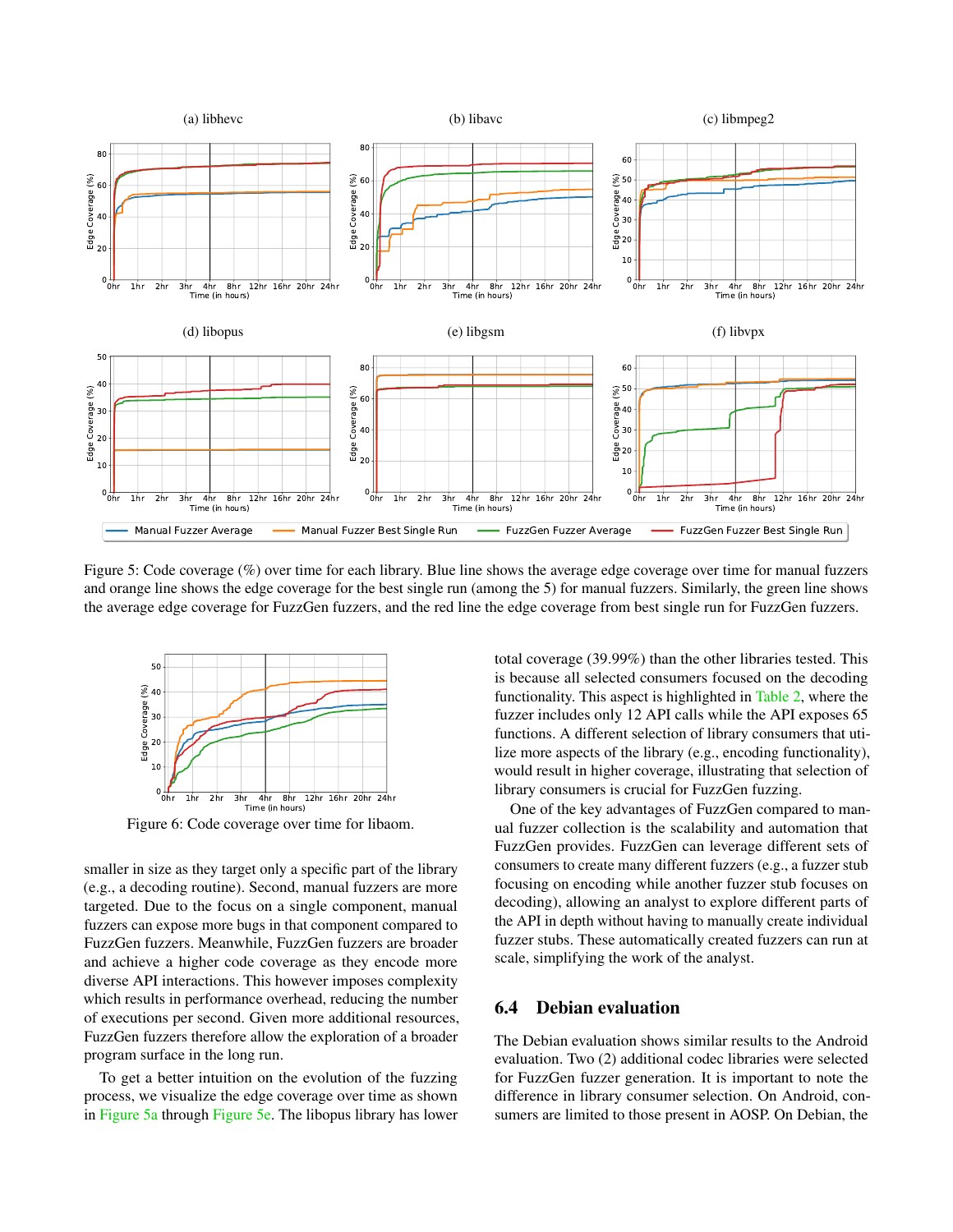Figure 5: Code coverage (%) over time for each library. Blue line shows the average edge coverage over time for manual fuzzers and orange line shows the edge coverage for the best single run (among the 5) for manual fuzzers. Similarly, the green line shows the average edge coverage for FuzzGen fuzzers, and the red line the edge coverage from best single run for FuzzGen fuzzers.

Figure 6: Code coverage over time for libaom.

smaller in size as they target only a specific part of the library (e.g., a decoding routine). Second, manual fuzzers are more targeted. Due to the focus on a single component, manual fuzzers can expose more bugs in that component compared to FuzzGen fuzzers. Meanwhile, FuzzGen fuzzers are broader and achieve a higher code coverage as they encode more diverse API interactions. This however imposes complexity which results in performance overhead, reducing the number of executions per second. Given more additional resources, FuzzGen fuzzers therefore allow the exploration of a broader program surface in the long run.

To get a better intuition on the evolution of the fuzzing process, we visualize the edge coverage over time as shown in Figure 5a through Figure 5e. The libopus library has lower total coverage (39.99%) than the other libraries tested. This is because all selected consumers focused on the decoding functionality. This aspect is highlighted in Table 2, where the fuzzer includes only 12 API calls while the API exposes 65 functions. A different selection of library consumers that utilize more aspects of the library (e.g., encoding functionality), would result in higher coverage, illustrating that selection of library consumers is crucial for FuzzGen fuzzing.

One of the key advantages of FuzzGen compared to manual fuzzer collection is the scalability and automation that FuzzGen provides. FuzzGen can leverage different sets of consumers to create many different fuzzers (e.g., a fuzzer stub focusing on encoding while another fuzzer stub focuses on decoding), allowing an analyst to explore different parts of the API in depth without having to manually create individual fuzzer stubs. These automatically created fuzzers can run at scale, simplifying the work of the analyst.

## 6.4 Debian evaluation

The Debian evaluation shows similar results to the Android evaluation. Two (2) additional codec libraries were selected for FuzzGen fuzzer generation. It is important to note the difference in library consumer selection. On Android, consumers are limited to those present in AOSP. On Debian, the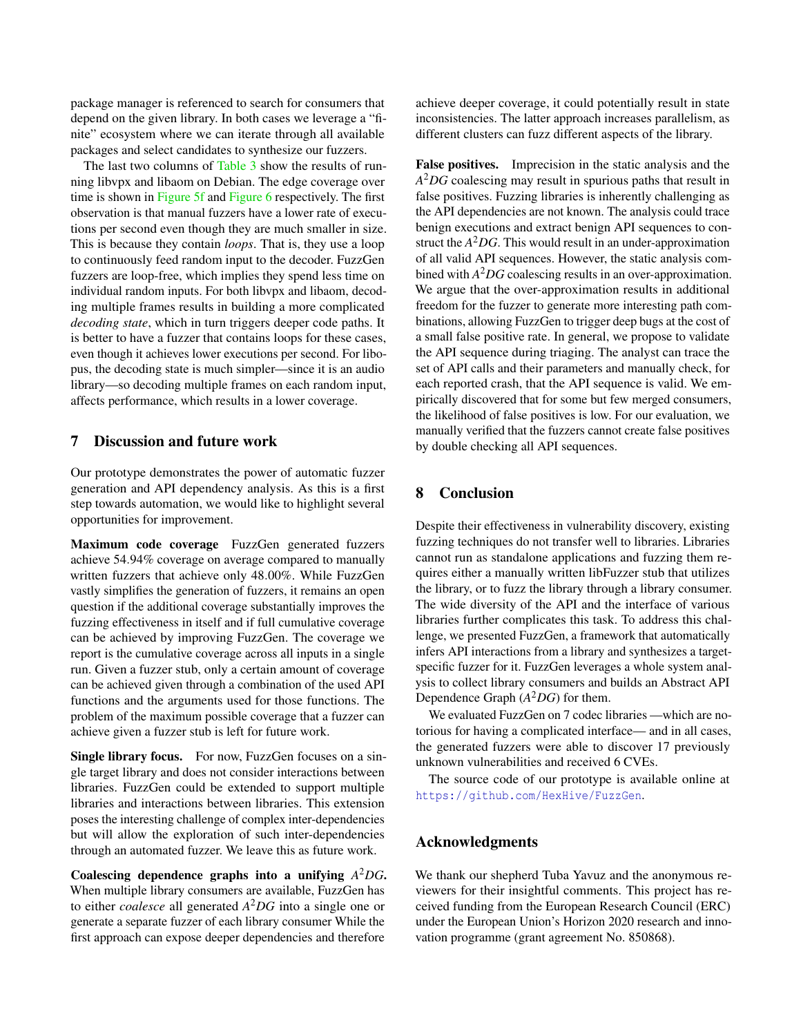package manager is referenced to search for consumers that depend on the given library. In both cases we leverage a "finite" ecosystem where we can iterate through all available packages and select candidates to synthesize our fuzzers.

The last two columns of Table 3 show the results of running libvpx and libaom on Debian. The edge coverage over time is shown in Figure 5f and Figure 6 respectively. The first observation is that manual fuzzers have a lower rate of executions per second even though they are much smaller in size. This is because they contain *loops*. That is, they use a loop to continuously feed random input to the decoder. FuzzGen fuzzers are loop-free, which implies they spend less time on individual random inputs. For both libvpx and libaom, decoding multiple frames results in building a more complicated *decoding state*, which in turn triggers deeper code paths. It is better to have a fuzzer that contains loops for these cases, even though it achieves lower executions per second. For libopus, the decoding state is much simpler—since it is an audio library—so decoding multiple frames on each random input, affects performance, which results in a lower coverage.

## 7 Discussion and future work

Our prototype demonstrates the power of automatic fuzzer generation and API dependency analysis. As this is a first step towards automation, we would like to highlight several opportunities for improvement.

**Maximum code coverage** FuzzGen generated fuzzers achieve 54.94% coverage on average compared to manually written fuzzers that achieve only 48.00%. While FuzzGen vastly simplifies the generation of fuzzers, it remains an open question if the additional coverage substantially improves the fuzzing effectiveness in itself and if full cumulative coverage can be achieved by improving FuzzGen. The coverage we report is the cumulative coverage across all inputs in a single run. Given a fuzzer stub, only a certain amount of coverage can be achieved given through a combination of the used API functions and the arguments used for those functions. The problem of the maximum possible coverage that a fuzzer can achieve given a fuzzer stub is left for future work.

**Single library focus.** For now, FuzzGen focuses on a single target library and does not consider interactions between libraries. FuzzGen could be extended to support multiple libraries and interactions between libraries. This extension poses the interesting challenge of complex inter-dependencies but will allow the exploration of such inter-dependencies through an automated fuzzer. We leave this as future work.

**Coalescing dependence graphs into a unifying $A^2DG$.** When multiple library consumers are available, FuzzGen has to either *coalesce* all generated $A^2DG$ into a single one or generate a separate fuzzer of each library consumer While the first approach can expose deeper dependencies and therefore achieve deeper coverage, it could potentially result in state inconsistencies. The latter approach increases parallelism, as different clusters can fuzz different aspects of the library.

**False positives.** Imprecision in the static analysis and the $A^2DG$ coalescing may result in spurious paths that result in false positives. Fuzzing libraries is inherently challenging as the API dependencies are not known. The analysis could trace benign executions and extract benign API sequences to construct the $A^2DG$. This would result in an under-approximation of all valid API sequences. However, the static analysis combined with $A^2DG$ coalescing results in an over-approximation. We argue that the over-approximation results in additional freedom for the fuzzer to generate more interesting path combinations, allowing FuzzGen to trigger deep bugs at the cost of a small false positive rate. In general, we propose to validate the API sequence during triaging. The analyst can trace the set of API calls and their parameters and manually check, for each reported crash, that the API sequence is valid. We empirically discovered that for some but few merged consumers, the likelihood of false positives is low. For our evaluation, we manually verified that the fuzzers cannot create false positives by double checking all API sequences.

## 8 Conclusion

Despite their effectiveness in vulnerability discovery, existing fuzzing techniques do not transfer well to libraries. Libraries cannot run as standalone applications and fuzzing them requires either a manually written libFuzzer stub that utilizes the library, or to fuzz the library through a library consumer. The wide diversity of the API and the interface of various libraries further complicates this task. To address this challenge, we presented FuzzGen, a framework that automatically infers API interactions from a library and synthesizes a target-specific fuzzer for it. FuzzGen leverages a whole system analysis to collect library consumers and builds an Abstract API Dependence Graph ($A^2DG$) for them.

We evaluated FuzzGen on 7 codec libraries —which are notorious for having a complicated interface— and in all cases, the generated fuzzers were able to discover 17 previously unknown vulnerabilities and received 6 CVEs.

The source code of our prototype is available online at https://github.com/HexHive/FuzzGen.

## Acknowledgments

We thank our shepherd Tuba Yavuz and the anonymous reviewers for their insightful comments. This project has received funding from the European Research Council (ERC) under the European Union's Horizon 2020 research and innovation programme (grant agreement No. 850868).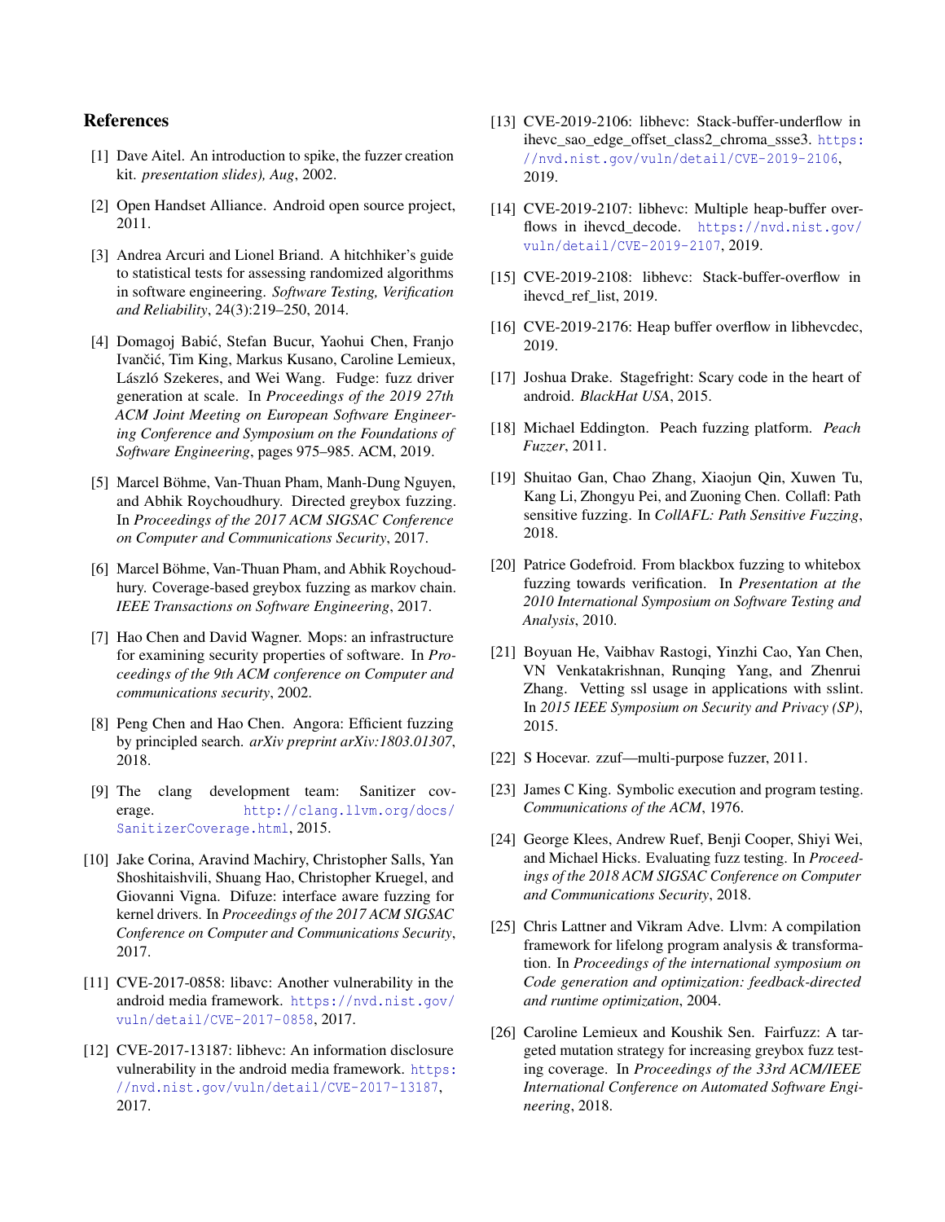## References

[1] Dave Aitel. An introduction to spike, the fuzzer creation kit. *presentation slides), Aug*, 2002.

[2] Open Handset Alliance. Android open source project, 2011.

[3] Andrea Arcuri and Lionel Briand. A hitchhiker's guide to statistical tests for assessing randomized algorithms in software engineering. *Software Testing, Verification and Reliability*, 24(3):219–250, 2014.

[4] Domagoj Babić, Stefan Bucur, Yaohui Chen, Franjo Ivančić, Tim King, Markus Kusano, Caroline Lemieux, László Szekeres, and Wei Wang. Fudge: fuzz driver generation at scale. In *Proceedings of the 2019 27th ACM Joint Meeting on European Software Engineering Conference and Symposium on the Foundations of Software Engineering*, pages 975–985. ACM, 2019.

[5] Marcel Böhme, Van-Thuan Pham, Manh-Dung Nguyen, and Abhik Roychoudhury. Directed greybox fuzzing. In *Proceedings of the 2017 ACM SIGSAC Conference on Computer and Communications Security*, 2017.

[6] Marcel Böhme, Van-Thuan Pham, and Abhik Roychoudhury. Coverage-based greybox fuzzing as markov chain. *IEEE Transactions on Software Engineering*, 2017.

[7] Hao Chen and David Wagner. Mops: an infrastructure for examining security properties of software. In *Proceedings of the 9th ACM conference on Computer and communications security*, 2002.

[8] Peng Chen and Hao Chen. Angora: Efficient fuzzing by principled search. *arXiv preprint arXiv:1803.01307*, 2018.

[9] The clang development team: Sanitizer coverage. http://clang.llvm.org/docs/SanitizerCoverage.html, 2015.

[10] Jake Corina, Aravind Machiry, Christopher Salls, Yan Shoshitaishvili, Shuang Hao, Christopher Kruegel, and Giovanni Vigna. Difuze: interface aware fuzzing for kernel drivers. In *Proceedings of the 2017 ACM SIGSAC Conference on Computer and Communications Security*, 2017.

[11] CVE-2017-0858: libavc: Another vulnerability in the android media framework. https://nvd.nist.gov/vuln/detail/CVE-2017-0858, 2017.

[12] CVE-2017-13187: libhevc: An information disclosure vulnerability in the android media framework. https://nvd.nist.gov/vuln/detail/CVE-2017-13187, 2017.

[13] CVE-2019-2106: libhevc: Stack-buffer-underflow in ihevc_sao_edge_offset_class2_chroma_ssse3. https://nvd.nist.gov/vuln/detail/CVE-2019-2106, 2019.

[14] CVE-2019-2107: libhevc: Multiple heap-buffer overflows in ihevcd_decode. https://nvd.nist.gov/vuln/detail/CVE-2019-2107, 2019.

[15] CVE-2019-2108: libhevc: Stack-buffer-overflow in ihevcd_ref_list, 2019.

[16] CVE-2019-2176: Heap buffer overflow in libhevcdec, 2019.

[17] Joshua Drake. Stagefright: Scary code in the heart of android. *BlackHat USA*, 2015.

[18] Michael Eddington. Peach fuzzing platform. *Peach Fuzzer*, 2011.

[19] Shuitao Gan, Chao Zhang, Xiaojun Qin, Xuwen Tu, Kang Li, Zhongyu Pei, and Zuoning Chen. Collafl: Path sensitive fuzzing. In *CollAFL: Path Sensitive Fuzzing*, 2018.

[20] Patrice Godefroid. From blackbox fuzzing to whitebox fuzzing towards verification. In *Presentation at the 2010 International Symposium on Software Testing and Analysis*, 2010.

[21] Boyuan He, Vaibhav Rastogi, Yinzhi Cao, Yan Chen, VN Venkatakrishnan, Runqing Yang, and Zhenrui Zhang. Vetting ssl usage in applications with sslint. In *2015 IEEE Symposium on Security and Privacy (SP)*, 2015.

[22] S Hocevar. zzuf—multi-purpose fuzzer, 2011.

[23] James C King. Symbolic execution and program testing. *Communications of the ACM*, 1976.

[24] George Klees, Andrew Ruef, Benji Cooper, Shiyi Wei, and Michael Hicks. Evaluating fuzz testing. In *Proceedings of the 2018 ACM SIGSAC Conference on Computer and Communications Security*, 2018.

[25] Chris Lattner and Vikram Adve. Llvm: A compilation framework for lifelong program analysis & transformation. In *Proceedings of the international symposium on Code generation and optimization: feedback-directed and runtime optimization*, 2004.

[26] Caroline Lemieux and Koushik Sen. Fairfuzz: A targeted mutation strategy for increasing greybox fuzz testing coverage. In *Proceedings of the 33rd ACM/IEEE International Conference on Automated Software Engineering*, 2018.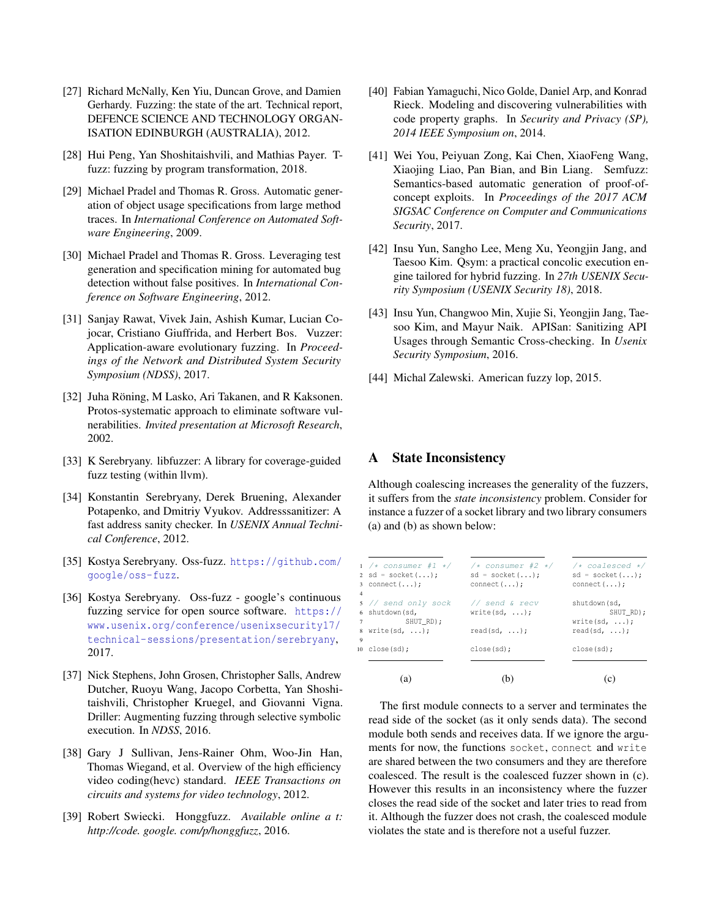[27] Richard McNally, Ken Yiu, Duncan Grove, and Damien Gerhardy. Fuzzing: the state of the art. Technical report, DEFENCE SCIENCE AND TECHNOLOGY ORGANISATION EDINBURGH (AUSTRALIA), 2012.

[28] Hui Peng, Yan Shoshitaishvili, and Mathias Payer. T-fuzz: fuzzing by program transformation, 2018.

[29] Michael Pradel and Thomas R. Gross. Automatic generation of object usage specifications from large method traces. In *International Conference on Automated Software Engineering*, 2009.

[30] Michael Pradel and Thomas R. Gross. Leveraging test generation and specification mining for automated bug detection without false positives. In *International Conference on Software Engineering*, 2012.

[31] Sanjay Rawat, Vivek Jain, Ashish Kumar, Lucian Cojocar, Cristiano Giuffrida, and Herbert Bos. Vuzzer: Application-aware evolutionary fuzzing. In *Proceedings of the Network and Distributed System Security Symposium (NDSS)*, 2017.

[32] Juha Röning, M Lasko, Ari Takanen, and R Kaksonen. Protos-systematic approach to eliminate software vulnerabilities. *Invited presentation at Microsoft Research*, 2002.

[33] K Serebryany. libfuzzer: A library for coverage-guided fuzz testing (within llvm).

[34] Konstantin Serebryany, Derek Bruening, Alexander Potapenko, and Dmitriy Vyukov. Addresssanitizer: A fast address sanity checker. In *USENIX Annual Technical Conference*, 2012.

[35] Kostya Serebryany. Oss-fuzz. https://github.com/google/oss-fuzz.

[36] Kostya Serebryany. Oss-fuzz - google's continuous fuzzing service for open source software. https://www.usenix.org/conference/usenixsecurity17/technical-sessions/presentation/serebryany, 2017.

[37] Nick Stephens, John Grosen, Christopher Salls, Andrew Dutcher, Ruoyu Wang, Jacopo Corbetta, Yan Shoshitaishvili, Christopher Kruegel, and Giovanni Vigna. Driller: Augmenting fuzzing through selective symbolic execution. In *NDSS*, 2016.

[38] Gary J Sullivan, Jens-Rainer Ohm, Woo-Jin Han, Thomas Wiegand, et al. Overview of the high efficiency video coding(hevc) standard. *IEEE Transactions on circuits and systems for video technology*, 2012.

[39] Robert Swiecki. Honggfuzz. *Available online a t: http://code. google. com/p/honggfuzz*, 2016.

[40] Fabian Yamaguchi, Nico Golde, Daniel Arp, and Konrad Rieck. Modeling and discovering vulnerabilities with code property graphs. In *Security and Privacy (SP), 2014 IEEE Symposium on*, 2014.

[41] Wei You, Peiyuan Zong, Kai Chen, XiaoFeng Wang, Xiaojing Liao, Pan Bian, and Bin Liang. Semfuzz: Semantics-based automatic generation of proof-of-concept exploits. In *Proceedings of the 2017 ACM SIGSAC Conference on Computer and Communications Security*, 2017.

[42] Insu Yun, Sangho Lee, Meng Xu, Yeongjin Jang, and Taesoo Kim. Qsym: a practical concolic execution engine tailored for hybrid fuzzing. In *27th USENIX Security Symposium (USENIX Security 18)*, 2018.

[43] Insu Yun, Changwoo Min, Xujie Si, Yeongjin Jang, Taesoo Kim, and Mayur Naik. APISan: Sanitizing API Usages through Semantic Cross-checking. In *Usenix Security Symposium*, 2016.

[44] Michal Zalewski. American fuzzy lop, 2015.

# A State Inconsistency

Although coalescing increases the generality of the fuzzers, it suffers from the *state inconsistency* problem. Consider for instance a fuzzer of a socket library and two library consumers (a) and (b) as shown below:

```
1  /* consumer #1 */
2  sd = socket(...);
3  connect(...);
4
5  // send only sock
6  shutdown(sd,
7          SHUT_RD);
8  write(sd, ...);
9
10 close(sd);
```
(a)

```
/* consumer #2 */
sd = socket(...);
connect(...);

// send & recv
write(sd, ...);

read(sd, ...);

close(sd);
```
(b)

```
/* coalesced */
sd = socket(...);
connect(...);

shutdown(sd,
        SHUT_RD);
write(sd, ...);
read(sd, ...);

close(sd);
```
(c)

The first module connects to a server and terminates the read side of the socket (as it only sends data). The second module both sends and receives data. If we ignore the arguments for now, the functions socket, connect and write are shared between the two consumers and they are therefore coalesced. The result is the coalesced fuzzer shown in (c). However this results in an inconsistency where the fuzzer closes the read side of the socket and later tries to read from it. Although the fuzzer does not crash, the coalesced module violates the state and is therefore not a useful fuzzer.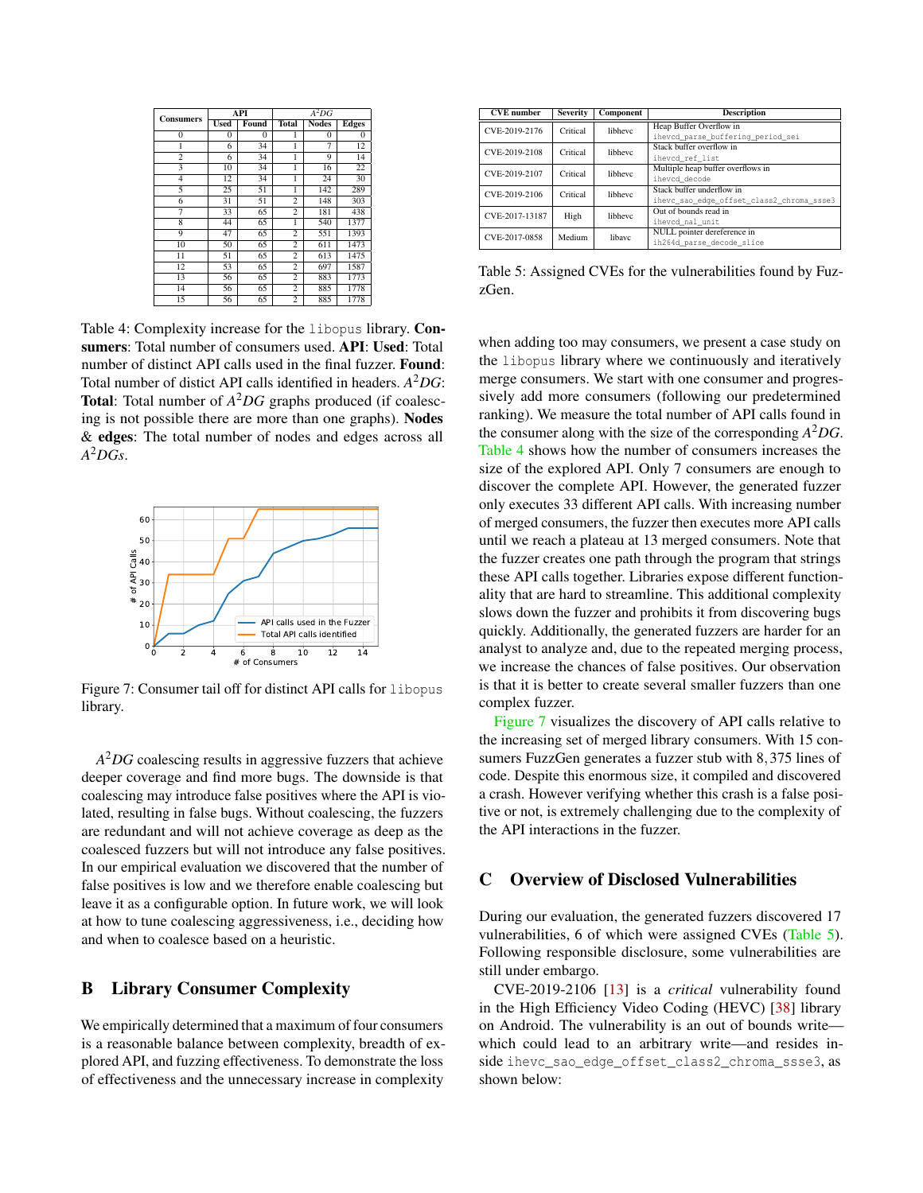| Consumers | API | | $A^2DG$ | | |
|---|---|---|---|---|---|
| | Used | Found | Total | Nodes | Edges |
| 0 | 0 | 0 | 1 | 0 | 0 |
| 1 | 6 | 34 | 1 | 7 | 12 |
| 2 | 6 | 34 | 1 | 9 | 14 |
| 3 | 10 | 34 | 1 | 16 | 22 |
| 4 | 12 | 34 | 1 | 24 | 30 |
| 5 | 25 | 51 | 1 | 142 | 289 |
| 6 | 31 | 51 | 2 | 148 | 303 |
| 7 | 33 | 65 | 2 | 181 | 438 |
| 8 | 44 | 65 | 1 | 540 | 1377 |
| 9 | 47 | 65 | 2 | 551 | 1393 |
| 10 | 50 | 65 | 2 | 611 | 1473 |
| 11 | 51 | 65 | 2 | 613 | 1475 |
| 12 | 53 | 65 | 2 | 697 | 1587 |
| 13 | 56 | 65 | 2 | 883 | 1773 |
| 14 | 56 | 65 | 2 | 885 | 1778 |
| 15 | 56 | 65 | 2 | 885 | 1778 |

Table 4: Complexity increase for the `libopus` library. **Consumers**: Total number of consumers used. **API**: **Used**: Total number of distinct API calls used in the final fuzzer. **Found**: Total number of distict API calls identified in headers. $A^2DG$: **Total**: Total number of $A^2DG$ graphs produced (if coalescing is not possible there are more than one graphs). **Nodes** & **edges**: The total number of nodes and edges across all $A^2DGs$.

Figure 7: Consumer tail off for distinct API calls for `libopus` library.

$A^2DG$ coalescing results in aggressive fuzzers that achieve deeper coverage and find more bugs. The downside is that coalescing may introduce false positives where the API is violated, resulting in false bugs. Without coalescing, the fuzzers are redundant and will not achieve coverage as deep as the coalesced fuzzers but will not introduce any false positives. In our empirical evaluation we discovered that the number of false positives is low and we therefore enable coalescing but leave it as a configurable option. In future work, we will look at how to tune coalescing aggressiveness, i.e., deciding how and when to coalesce based on a heuristic.

# B Library Consumer Complexity

We empirically determined that a maximum of four consumers is a reasonable balance between complexity, breadth of explored API, and fuzzing effectiveness. To demonstrate the loss of effectiveness and the unnecessary increase in complexity when adding too may consumers, we present a case study on the `libopus` library where we continuously and iteratively merge consumers. We start with one consumer and progressively add more consumers (following our predetermined ranking). We measure the total number of API calls found in the consumer along with the size of the corresponding $A^2DG$. Table 4 shows how the number of consumers increases the size of the explored API. Only 7 consumers are enough to discover the complete API. However, the generated fuzzer only executes 33 different API calls. With increasing number of merged consumers, the fuzzer then executes more API calls until we reach a plateau at 13 merged consumers. Note that the fuzzer creates one path through the program that strings these API calls together. Libraries expose different functionality that are hard to streamline. This additional complexity slows down the fuzzer and prohibits it from discovering bugs quickly. Additionally, the generated fuzzers are harder for an analyst to analyze and, due to the repeated merging process, we increase the chances of false positives. Our observation is that it is better to create several smaller fuzzers than one complex fuzzer.

Figure 7 visualizes the discovery of API calls relative to the increasing set of merged library consumers. With 15 consumers FuzzGen generates a fuzzer stub with 8,375 lines of code. Despite this enormous size, it compiled and discovered a crash. However verifying whether this crash is a false positive or not, is extremely challenging due to the complexity of the API interactions in the fuzzer.

| CVE number | Severity | Component | Description |
|---|---|---|---|
| CVE-2019-2176 | Critical | libhevc | Heap Buffer Overflow in `ihevcd_parse_buffering_period_sei` |
| CVE-2019-2108 | Critical | libhevc | Stack buffer overflow in `ihevcd_ref_list` |
| CVE-2019-2107 | Critical | libhevc | Multiple heap buffer overflows in `ihevcd_decode` |
| CVE-2019-2106 | Critical | libhevc | Stack buffer underflow in `ihevc_sao_edge_offset_class2_chroma_ssse3` |
| CVE-2017-13187 | High | libhevc | Out of bounds read in `ihevcd_nal_unit` |
| CVE-2017-0858 | Medium | libavc | NULL pointer dereference in `ih264d_parse_decode_slice` |

Table 5: Assigned CVEs for the vulnerabilities found by FuzzGen.

# C Overview of Disclosed Vulnerabilities

During our evaluation, the generated fuzzers discovered 17 vulnerabilities, 6 of which were assigned CVEs (Table 5). Following responsible disclosure, some vulnerabilities are still under embargo.

CVE-2019-2106 [13] is a *critical* vulnerability found in the High Efficiency Video Coding (HEVC) [38] library on Android. The vulnerability is an out of bounds write—which could lead to an arbitrary write—and resides inside `ihevc_sao_edge_offset_class2_chroma_ssse3`, as shown below: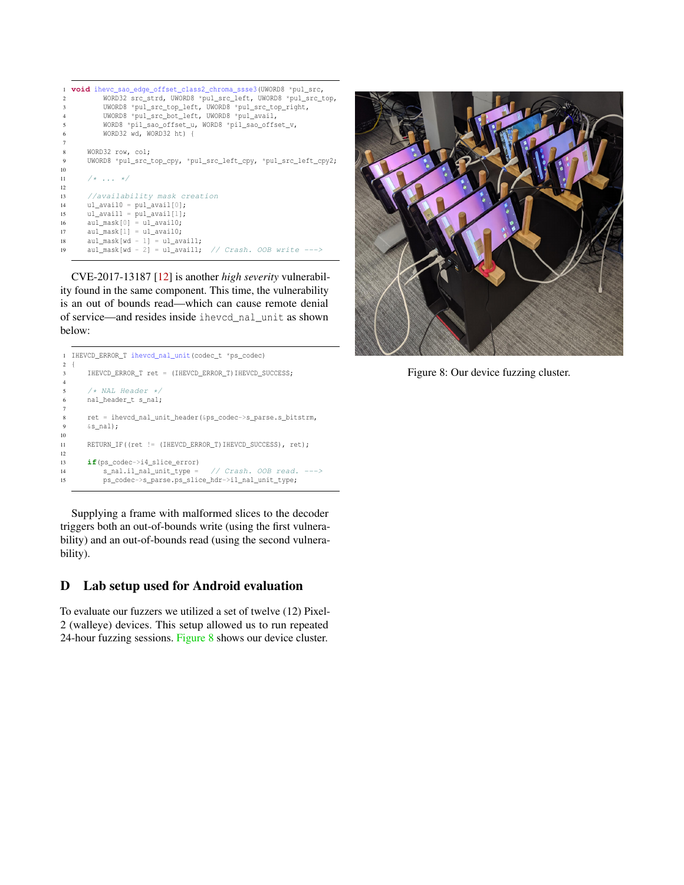```c
void ihevc_sao_edge_offset_class2_chroma_ssse3(UWORD8 *pu1_src,
        WORD32 src_strd, UWORD8 *pu1_src_left, UWORD8 *pu1_src_top,
        UWORD8 *pu1_src_top_left, UWORD8 *pu1_src_top_right,
        UWORD8 *pu1_src_bot_left, UWORD8 *pu1_avail,
        WORD8 *pi1_sao_offset_u, WORD8 *pi1_sao_offset_v,
        WORD32 wd, WORD32 ht) {

    WORD32 row, col;
    UWORD8 *pu1_src_top_cpy, *pu1_src_left_cpy, *pu1_src_left_cpy2;

    /* ... */

    //availability mask creation
    u1_avail0 = pu1_avail[0];
    u1_avail1 = pu1_avail[1];
    au1_mask[0] = u1_avail0;
    au1_mask[1] = u1_avail0;
    au1_mask[wd - 1] = u1_avail1;
    au1_mask[wd - 2] = u1_avail1;  // Crash. OOB write --->
```

CVE-2017-13187 [12] is another *high severity* vulnerability found in the same component. This time, the vulnerability is an out of bounds read—which can cause remote denial of service—and resides inside `ihevcd_nal_unit` as shown below:

```c
IHEVCD_ERROR_T ihevcd_nal_unit(codec_t *ps_codec)
{
    IHEVCD_ERROR_T ret = (IHEVCD_ERROR_T)IHEVCD_SUCCESS;

    /* NAL Header */
    nal_header_t s_nal;

    ret = ihevcd_nal_unit_header(&ps_codec->s_parse.s_bitstrm,
    &s_nal);

    RETURN_IF((ret != (IHEVCD_ERROR_T)IHEVCD_SUCCESS), ret);

    if(ps_codec->i4_slice_error)
        s_nal.i1_nal_unit_type =   // Crash. OOB read. --->
        ps_codec->s_parse.ps_slice_hdr->i1_nal_unit_type;
```

Supplying a frame with malformed slices to the decoder triggers both an out-of-bounds write (using the first vulnerability) and an out-of-bounds read (using the second vulnerability).

## D Lab setup used for Android evaluation

To evaluate our fuzzers we utilized a set of twelve (12) Pixel-2 (walleye) devices. This setup allowed us to run repeated 24-hour fuzzing sessions. Figure 8 shows our device cluster.

Figure 8: Our device fuzzing cluster.